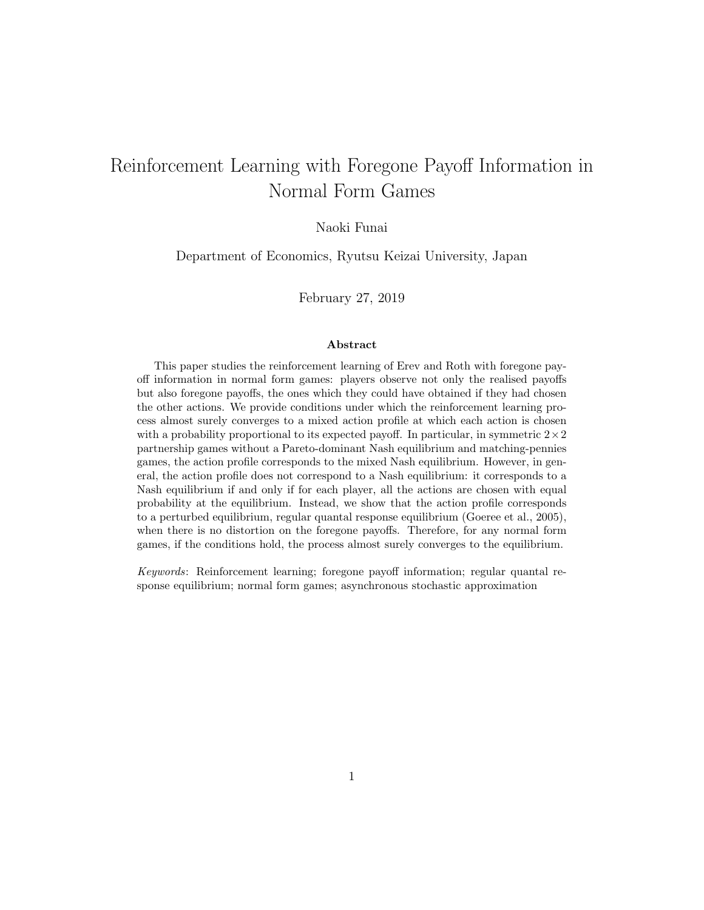# Reinforcement Learning with Foregone Payoff Information in Normal Form Games

Naoki Funai

Department of Economics, Ryutsu Keizai University, Japan

February 27, 2019

## Abstract

This paper studies the reinforcement learning of Erev and Roth with foregone payoff information in normal form games: players observe not only the realised payoffs but also foregone payoffs, the ones which they could have obtained if they had chosen the other actions. We provide conditions under which the reinforcement learning process almost surely converges to a mixed action profile at which each action is chosen with a probability proportional to its expected payoff. In particular, in symmetric $2 \times 2$ partnership games without a Pareto-dominant Nash equilibrium and matching-pennies games, the action profile corresponds to the mixed Nash equilibrium. However, in general, the action profile does not correspond to a Nash equilibrium: it corresponds to a Nash equilibrium if and only if for each player, all the actions are chosen with equal probability at the equilibrium. Instead, we show that the action profile corresponds to a perturbed equilibrium, regular quantal response equilibrium (Goeree et al., 2005), when there is no distortion on the foregone payoffs. Therefore, for any normal form games, if the conditions hold, the process almost surely converges to the equilibrium.

*Keywords*: Reinforcement learning; foregone payoff information; regular quantal response equilibrium; normal form games; asynchronous stochastic approximation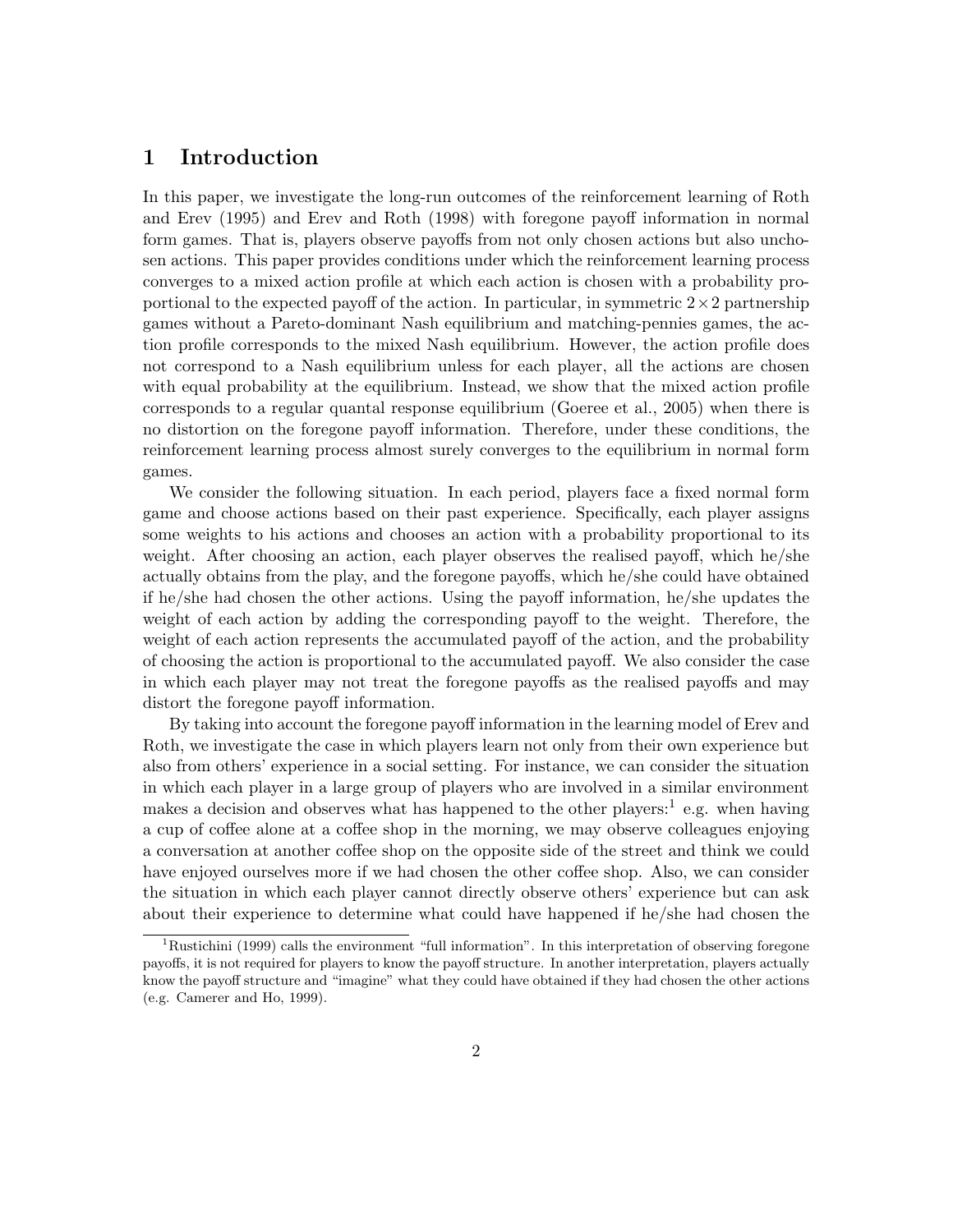# 1 Introduction

In this paper, we investigate the long-run outcomes of the reinforcement learning of Roth and Erev (1995) and Erev and Roth (1998) with foregone payoff information in normal form games. That is, players observe payoffs from not only chosen actions but also unchosen actions. This paper provides conditions under which the reinforcement learning process converges to a mixed action profile at which each action is chosen with a probability proportional to the expected payoff of the action. In particular, in symmetric $2 \times 2$ partnership games without a Pareto-dominant Nash equilibrium and matching-pennies games, the action profile corresponds to the mixed Nash equilibrium. However, the action profile does not correspond to a Nash equilibrium unless for each player, all the actions are chosen with equal probability at the equilibrium. Instead, we show that the mixed action profile corresponds to a regular quantal response equilibrium (Goeree et al., 2005) when there is no distortion on the foregone payoff information. Therefore, under these conditions, the reinforcement learning process almost surely converges to the equilibrium in normal form games.

We consider the following situation. In each period, players face a fixed normal form game and choose actions based on their past experience. Specifically, each player assigns some weights to his actions and chooses an action with a probability proportional to its weight. After choosing an action, each player observes the realised payoff, which he/she actually obtains from the play, and the foregone payoffs, which he/she could have obtained if he/she had chosen the other actions. Using the payoff information, he/she updates the weight of each action by adding the corresponding payoff to the weight. Therefore, the weight of each action represents the accumulated payoff of the action, and the probability of choosing the action is proportional to the accumulated payoff. We also consider the case in which each player may not treat the foregone payoffs as the realised payoffs and may distort the foregone payoff information.

By taking into account the foregone payoff information in the learning model of Erev and Roth, we investigate the case in which players learn not only from their own experience but also from others' experience in a social setting. For instance, we can consider the situation in which each player in a large group of players who are involved in a similar environment makes a decision and observes what has happened to the other players:[1] e.g. when having a cup of coffee alone at a coffee shop in the morning, we may observe colleagues enjoying a conversation at another coffee shop on the opposite side of the street and think we could have enjoyed ourselves more if we had chosen the other coffee shop. Also, we can consider the situation in which each player cannot directly observe others' experience but can ask about their experience to determine what could have happened if he/she had chosen the

[1] Rustichini (1999) calls the environment "full information". In this interpretation of observing foregone payoffs, it is not required for players to know the payoff structure. In another interpretation, players actually know the payoff structure and "imagine" what they could have obtained if they had chosen the other actions (e.g. Camerer and Ho, 1999).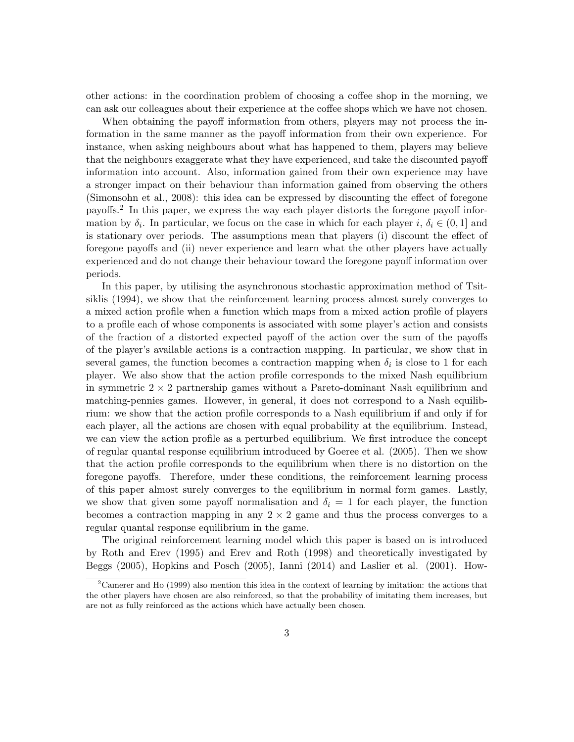other actions: in the coordination problem of choosing a coffee shop in the morning, we can ask our colleagues about their experience at the coffee shops which we have not chosen.

When obtaining the payoff information from others, players may not process the information in the same manner as the payoff information from their own experience. For instance, when asking neighbours about what has happened to them, players may believe that the neighbours exaggerate what they have experienced, and take the discounted payoff information into account. Also, information gained from their own experience may have a stronger impact on their behaviour than information gained from observing the others (Simonsohn et al., 2008): this idea can be expressed by discounting the effect of foregone payoffs.[2] In this paper, we express the way each player distorts the foregone payoff information by $\delta_i$. In particular, we focus on the case in which for each player $i$, $\delta_i \in (0, 1]$ and is stationary over periods. The assumptions mean that players (i) discount the effect of foregone payoffs and (ii) never experience and learn what the other players have actually experienced and do not change their behaviour toward the foregone payoff information over periods.

In this paper, by utilising the asynchronous stochastic approximation method of Tsitsiklis (1994), we show that the reinforcement learning process almost surely converges to a mixed action profile when a function which maps from a mixed action profile of players to a profile each of whose components is associated with some player's action and consists of the fraction of a distorted expected payoff of the action over the sum of the payoffs of the player's available actions is a contraction mapping. In particular, we show that in several games, the function becomes a contraction mapping when $\delta_i$ is close to 1 for each player. We also show that the action profile corresponds to the mixed Nash equilibrium in symmetric $2 \times 2$ partnership games without a Pareto-dominant Nash equilibrium and matching-pennies games. However, in general, it does not correspond to a Nash equilibrium: we show that the action profile corresponds to a Nash equilibrium if and only if for each player, all the actions are chosen with equal probability at the equilibrium. Instead, we can view the action profile as a perturbed equilibrium. We first introduce the concept of regular quantal response equilibrium introduced by Goeree et al. (2005). Then we show that the action profile corresponds to the equilibrium when there is no distortion on the foregone payoffs. Therefore, under these conditions, the reinforcement learning process of this paper almost surely converges to the equilibrium in normal form games. Lastly, we show that given some payoff normalisation and $\delta_i = 1$ for each player, the function becomes a contraction mapping in any $2 \times 2$ game and thus the process converges to a regular quantal response equilibrium in the game.

The original reinforcement learning model which this paper is based on is introduced by Roth and Erev (1995) and Erev and Roth (1998) and theoretically investigated by Beggs (2005), Hopkins and Posch (2005), Ianni (2014) and Laslier et al. (2001). How-

[2] Camerer and Ho (1999) also mention this idea in the context of learning by imitation: the actions that the other players have chosen are also reinforced, so that the probability of imitating them increases, but are not as fully reinforced as the actions which have actually been chosen.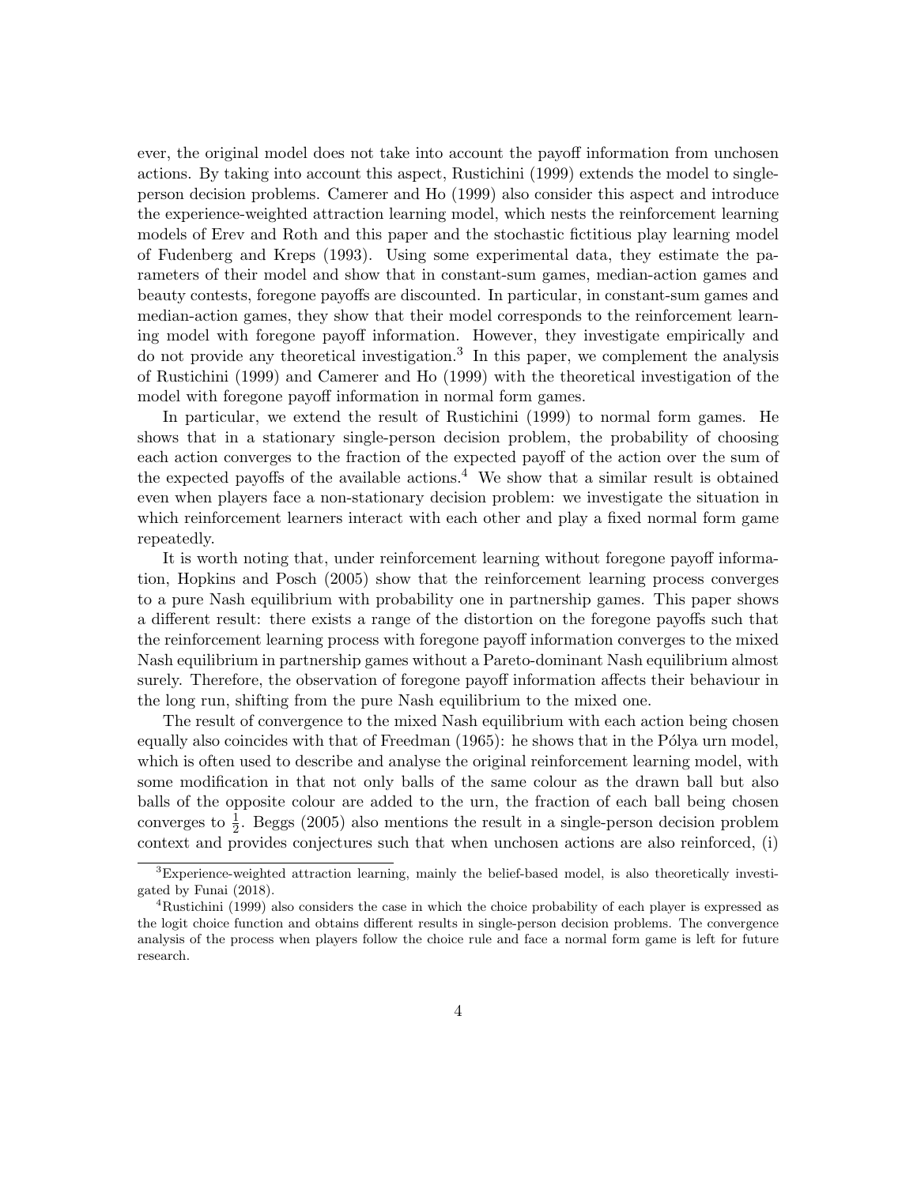ever, the original model does not take into account the payoff information from unchosen actions. By taking into account this aspect, Rustichini (1999) extends the model to single-person decision problems. Camerer and Ho (1999) also consider this aspect and introduce the experience-weighted attraction learning model, which nests the reinforcement learning models of Erev and Roth and this paper and the stochastic fictitious play learning model of Fudenberg and Kreps (1993). Using some experimental data, they estimate the parameters of their model and show that in constant-sum games, median-action games and beauty contests, foregone payoffs are discounted. In particular, in constant-sum games and median-action games, they show that their model corresponds to the reinforcement learning model with foregone payoff information. However, they investigate empirically and do not provide any theoretical investigation.[3] In this paper, we complement the analysis of Rustichini (1999) and Camerer and Ho (1999) with the theoretical investigation of the model with foregone payoff information in normal form games.

In particular, we extend the result of Rustichini (1999) to normal form games. He shows that in a stationary single-person decision problem, the probability of choosing each action converges to the fraction of the expected payoff of the action over the sum of the expected payoffs of the available actions.[4] We show that a similar result is obtained even when players face a non-stationary decision problem: we investigate the situation in which reinforcement learners interact with each other and play a fixed normal form game repeatedly.

It is worth noting that, under reinforcement learning without foregone payoff information, Hopkins and Posch (2005) show that the reinforcement learning process converges to a pure Nash equilibrium with probability one in partnership games. This paper shows a different result: there exists a range of the distortion on the foregone payoffs such that the reinforcement learning process with foregone payoff information converges to the mixed Nash equilibrium in partnership games without a Pareto-dominant Nash equilibrium almost surely. Therefore, the observation of foregone payoff information affects their behaviour in the long run, shifting from the pure Nash equilibrium to the mixed one.

The result of convergence to the mixed Nash equilibrium with each action being chosen equally also coincides with that of Freedman (1965): he shows that in the Pólya urn model, which is often used to describe and analyse the original reinforcement learning model, with some modification in that not only balls of the same colour as the drawn ball but also balls of the opposite colour are added to the urn, the fraction of each ball being chosen converges to $\frac{1}{2}$. Beggs (2005) also mentions the result in a single-person decision problem context and provides conjectures such that when unchosen actions are also reinforced, (i)

[3] Experience-weighted attraction learning, mainly the belief-based model, is also theoretically investigated by Funai (2018).

[4] Rustichini (1999) also considers the case in which the choice probability of each player is expressed as the logit choice function and obtains different results in single-person decision problems. The convergence analysis of the process when players follow the choice rule and face a normal form game is left for future research.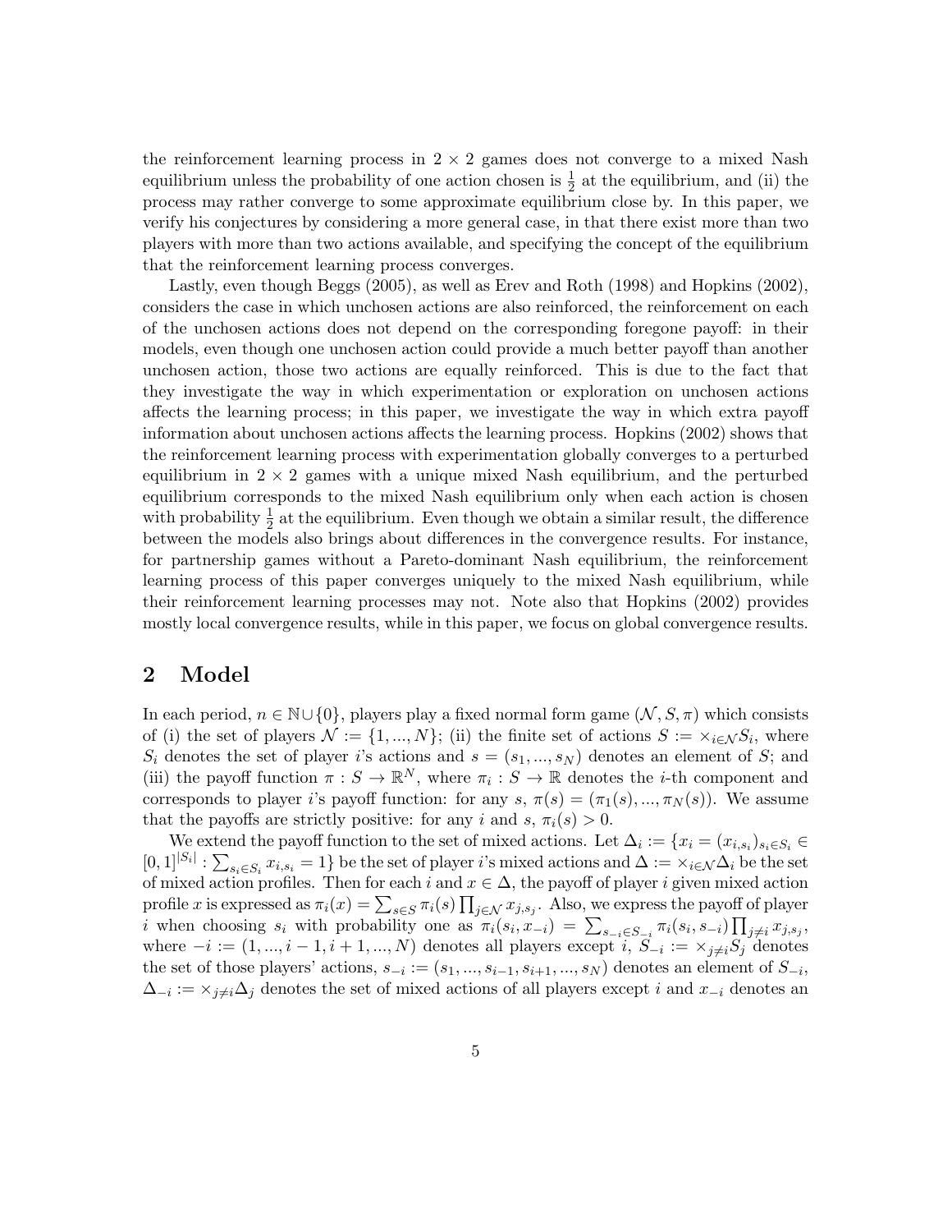the reinforcement learning process in $2 \times 2$ games does not converge to a mixed Nash equilibrium unless the probability of one action chosen is $\frac{1}{2}$ at the equilibrium, and (ii) the process may rather converge to some approximate equilibrium close by. In this paper, we verify his conjectures by considering a more general case, in that there exist more than two players with more than two actions available, and specifying the concept of the equilibrium that the reinforcement learning process converges.

Lastly, even though Beggs (2005), as well as Erev and Roth (1998) and Hopkins (2002), considers the case in which unchosen actions are also reinforced, the reinforcement on each of the unchosen actions does not depend on the corresponding foregone payoff: in their models, even though one unchosen action could provide a much better payoff than another unchosen action, those two actions are equally reinforced. This is due to the fact that they investigate the way in which experimentation or exploration on unchosen actions affects the learning process; in this paper, we investigate the way in which extra payoff information about unchosen actions affects the learning process. Hopkins (2002) shows that the reinforcement learning process with experimentation globally converges to a perturbed equilibrium in $2 \times 2$ games with a unique mixed Nash equilibrium, and the perturbed equilibrium corresponds to the mixed Nash equilibrium only when each action is chosen with probability $\frac{1}{2}$ at the equilibrium. Even though we obtain a similar result, the difference between the models also brings about differences in the convergence results. For instance, for partnership games without a Pareto-dominant Nash equilibrium, the reinforcement learning process of this paper converges uniquely to the mixed Nash equilibrium, while their reinforcement learning processes may not. Note also that Hopkins (2002) provides mostly local convergence results, while in this paper, we focus on global convergence results.

## 2 Model

In each period, $n \in \mathbb{N} \cup \{0\}$, players play a fixed normal form game $(\mathcal{N}, S, \pi)$ which consists of (i) the set of players $\mathcal{N} := \{1, ..., N\}$; (ii) the finite set of actions $S := \times_{i \in \mathcal{N}} S_i$, where $S_i$ denotes the set of player $i$'s actions and $s = (s_1, ..., s_N)$ denotes an element of $S$; and (iii) the payoff function $\pi : S \to \mathbb{R}^N$, where $\pi_i : S \to \mathbb{R}$ denotes the $i$-th component and corresponds to player $i$'s payoff function: for any $s$, $\pi(s) = (\pi_1(s), ..., \pi_N(s))$. We assume that the payoffs are strictly positive: for any $i$ and $s$, $\pi_i(s) > 0$.

We extend the payoff function to the set of mixed actions. Let $\Delta_i := \{x_i = (x_{i,s_i})_{s_i \in S_i} \in [0,1]^{|S_i|} : \sum_{s_i \in S_i} x_{i,s_i} = 1\}$ be the set of player $i$'s mixed actions and $\Delta := \times_{i \in \mathcal{N}} \Delta_i$ be the set of mixed action profiles. Then for each $i$ and $x \in \Delta$, the payoff of player $i$ given mixed action profile $x$ is expressed as $\pi_i(x) = \sum_{s \in S} \pi_i(s) \prod_{j \in \mathcal{N}} x_{j,s_j}$. Also, we express the payoff of player $i$ when choosing $s_i$ with probability one as $\pi_i(s_i, x_{-i}) = \sum_{s_{-i} \in S_{-i}} \pi_i(s_i, s_{-i}) \prod_{j \neq i} x_{j,s_j}$, where $-i := (1, ..., i-1, i+1, ..., N)$ denotes all players except $i$, $S_{-i} := \times_{j \neq i} S_j$ denotes the set of those players' actions, $s_{-i} := (s_1, ..., s_{i-1}, s_{i+1}, ..., s_N)$ denotes an element of $S_{-i}$, $\Delta_{-i} := \times_{j \neq i} \Delta_j$ denotes the set of mixed actions of all players except $i$ and $x_{-i}$ denotes an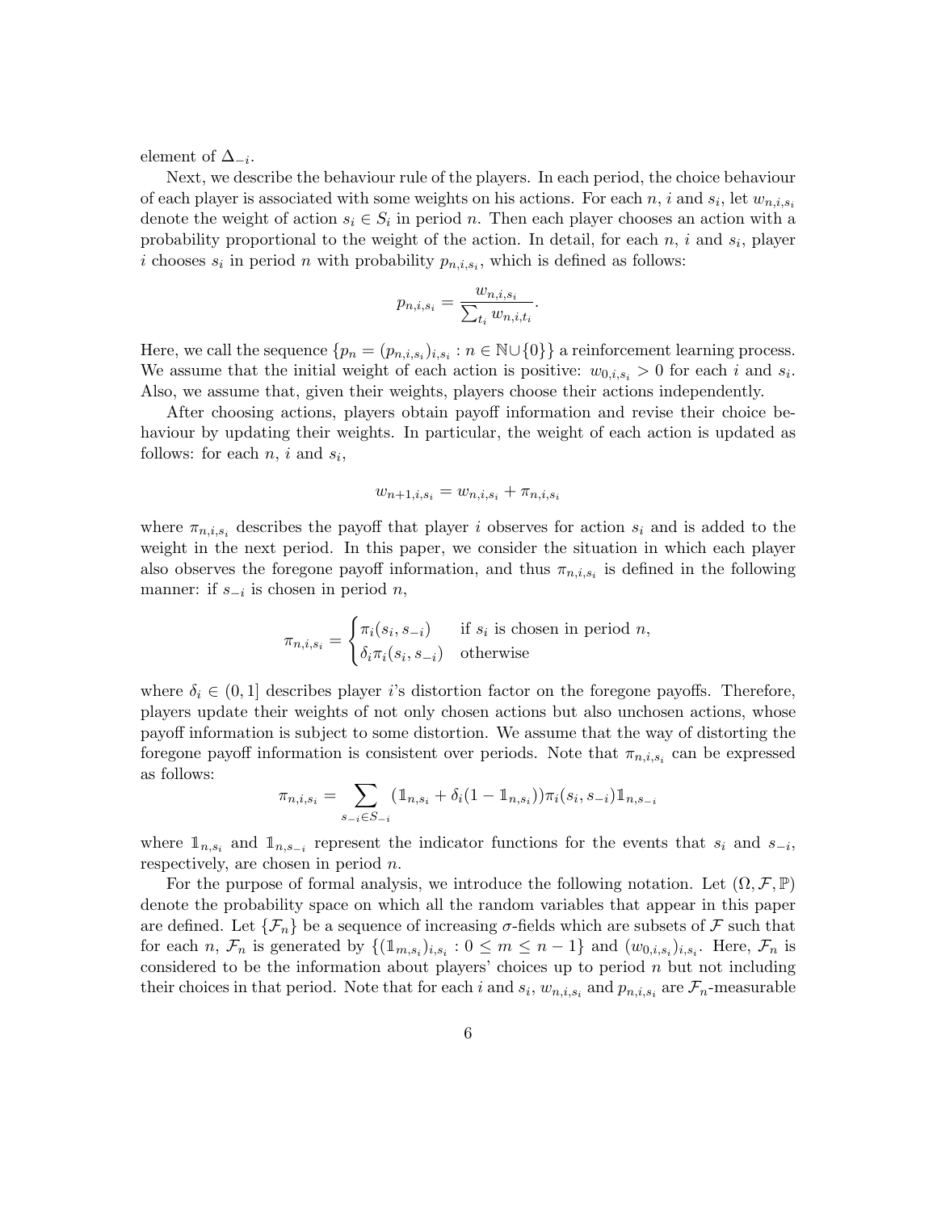element of $\Delta_{-i}$.

Next, we describe the behaviour rule of the players. In each period, the choice behaviour of each player is associated with some weights on his actions. For each $n$, $i$ and $s_i$, let $w_{n,i,s_i}$ denote the weight of action $s_i \in S_i$ in period $n$. Then each player chooses an action with a probability proportional to the weight of the action. In detail, for each $n$, $i$ and $s_i$, player $i$ chooses $s_i$ in period $n$ with probability $p_{n,i,s_i}$, which is defined as follows:

$$p_{n,i,s_i} = \frac{w_{n,i,s_i}}{\sum_{t_i} w_{n,i,t_i}}.$$

Here, we call the sequence $\{p_n = (p_{n,i,s_i})_{i,s_i} : n \in \mathbb{N} \cup \{0\}\}$ a reinforcement learning process. We assume that the initial weight of each action is positive: $w_{0,i,s_i} > 0$ for each $i$ and $s_i$. Also, we assume that, given their weights, players choose their actions independently.

After choosing actions, players obtain payoff information and revise their choice behaviour by updating their weights. In particular, the weight of each action is updated as follows: for each $n$, $i$ and $s_i$,

$$w_{n+1,i,s_i} = w_{n,i,s_i} + \pi_{n,i,s_i}$$

where $\pi_{n,i,s_i}$ describes the payoff that player $i$ observes for action $s_i$ and is added to the weight in the next period. In this paper, we consider the situation in which each player also observes the foregone payoff information, and thus $\pi_{n,i,s_i}$ is defined in the following manner: if $s_{-i}$ is chosen in period $n$,

$$\pi_{n,i,s_i} = \begin{cases} \pi_i(s_i, s_{-i}) & \text{if } s_i \text{ is chosen in period } n, \\ \delta_i \pi_i(s_i, s_{-i}) & \text{otherwise} \end{cases}$$

where $\delta_i \in (0, 1]$ describes player $i$'s distortion factor on the foregone payoffs. Therefore, players update their weights of not only chosen actions but also unchosen actions, whose payoff information is subject to some distortion. We assume that the way of distorting the foregone payoff information is consistent over periods. Note that $\pi_{n,i,s_i}$ can be expressed as follows:

$$\pi_{n,i,s_i} = \sum_{s_{-i} \in S_{-i}} (\mathbb{1}_{n,s_i} + \delta_i(1 - \mathbb{1}_{n,s_i}))\pi_i(s_i, s_{-i})\mathbb{1}_{n,s_{-i}}$$

where $\mathbb{1}_{n,s_i}$ and $\mathbb{1}_{n,s_{-i}}$ represent the indicator functions for the events that $s_i$ and $s_{-i}$, respectively, are chosen in period $n$.

For the purpose of formal analysis, we introduce the following notation. Let $(\Omega, \mathcal{F}, \mathbb{P})$ denote the probability space on which all the random variables that appear in this paper are defined. Let $\{\mathcal{F}_n\}$ be a sequence of increasing $\sigma$-fields which are subsets of $\mathcal{F}$ such that for each $n$, $\mathcal{F}_n$ is generated by $\{(\mathbb{1}_{m,s_i})_{i,s_i} : 0 \leq m \leq n-1\}$ and $(w_{0,i,s_i})_{i,s_i}$. Here, $\mathcal{F}_n$ is considered to be the information about players' choices up to period $n$ but not including their choices in that period. Note that for each $i$ and $s_i$, $w_{n,i,s_i}$ and $p_{n,i,s_i}$ are $\mathcal{F}_n$-measurable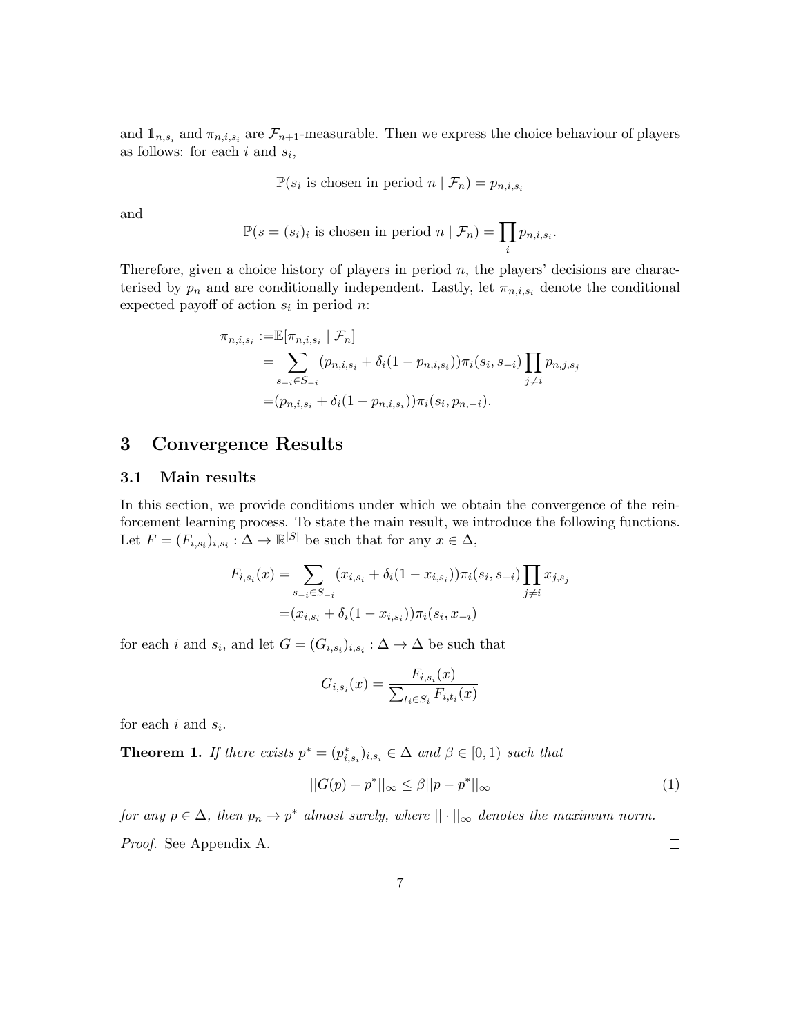and $\mathbb{1}_{n,s_i}$ and $\pi_{n,i,s_i}$ are $\mathcal{F}_{n+1}$-measurable. Then we express the choice behaviour of players as follows: for each $i$ and $s_i$,

$$\mathbb{P}(s_i \text{ is chosen in period } n \mid \mathcal{F}_n) = p_{n,i,s_i}$$

and

$$\mathbb{P}(s = (s_i)_i \text{ is chosen in period } n \mid \mathcal{F}_n) = \prod_i p_{n,i,s_i}.$$

Therefore, given a choice history of players in period $n$, the players' decisions are characterised by $p_n$ and are conditionally independent. Lastly, let $\overline{\pi}_{n,i,s_i}$ denote the conditional expected payoff of action $s_i$ in period $n$:

$$\begin{aligned}
\overline{\pi}_{n,i,s_i} :=& \mathbb{E}[\pi_{n,i,s_i} \mid \mathcal{F}_n] \\
=& \sum_{s_{-i} \in S_{-i}} (p_{n,i,s_i} + \delta_i(1 - p_{n,i,s_i}))\pi_i(s_i, s_{-i}) \prod_{j \neq i} p_{n,j,s_j} \\
=& (p_{n,i,s_i} + \delta_i(1 - p_{n,i,s_i}))\pi_i(s_i, p_{n,-i}).
\end{aligned}$$

# 3 Convergence Results

## 3.1 Main results

In this section, we provide conditions under which we obtain the convergence of the reinforcement learning process. To state the main result, we introduce the following functions. Let $F = (F_{i,s_i})_{i,s_i} : \Delta \to \mathbb{R}^{|S|}$ be such that for any $x \in \Delta$,

$$\begin{aligned}
F_{i,s_i}(x) =& \sum_{s_{-i} \in S_{-i}} (x_{i,s_i} + \delta_i(1 - x_{i,s_i}))\pi_i(s_i, s_{-i}) \prod_{j \neq i} x_{j,s_j} \\
=& (x_{i,s_i} + \delta_i(1 - x_{i,s_i}))\pi_i(s_i, x_{-i})
\end{aligned}$$

for each $i$ and $s_i$, and let $G = (G_{i,s_i})_{i,s_i} : \Delta \to \Delta$ be such that

$$G_{i,s_i}(x) = \frac{F_{i,s_i}(x)}{\sum_{t_i \in S_i} F_{i,t_i}(x)}$$

for each $i$ and $s_i$.

**Theorem 1.** *If there exists $p^* = (p^*_{i,s_i})_{i,s_i} \in \Delta$ and $\beta \in [0, 1)$ such that*

$$||G(p) - p^*||_\infty \leq \beta ||p - p^*||_\infty \tag{1}$$

*for any $p \in \Delta$, then $p_n \to p^*$ almost surely, where $||\cdot||_\infty$ denotes the maximum norm.*

*Proof.* See Appendix A. □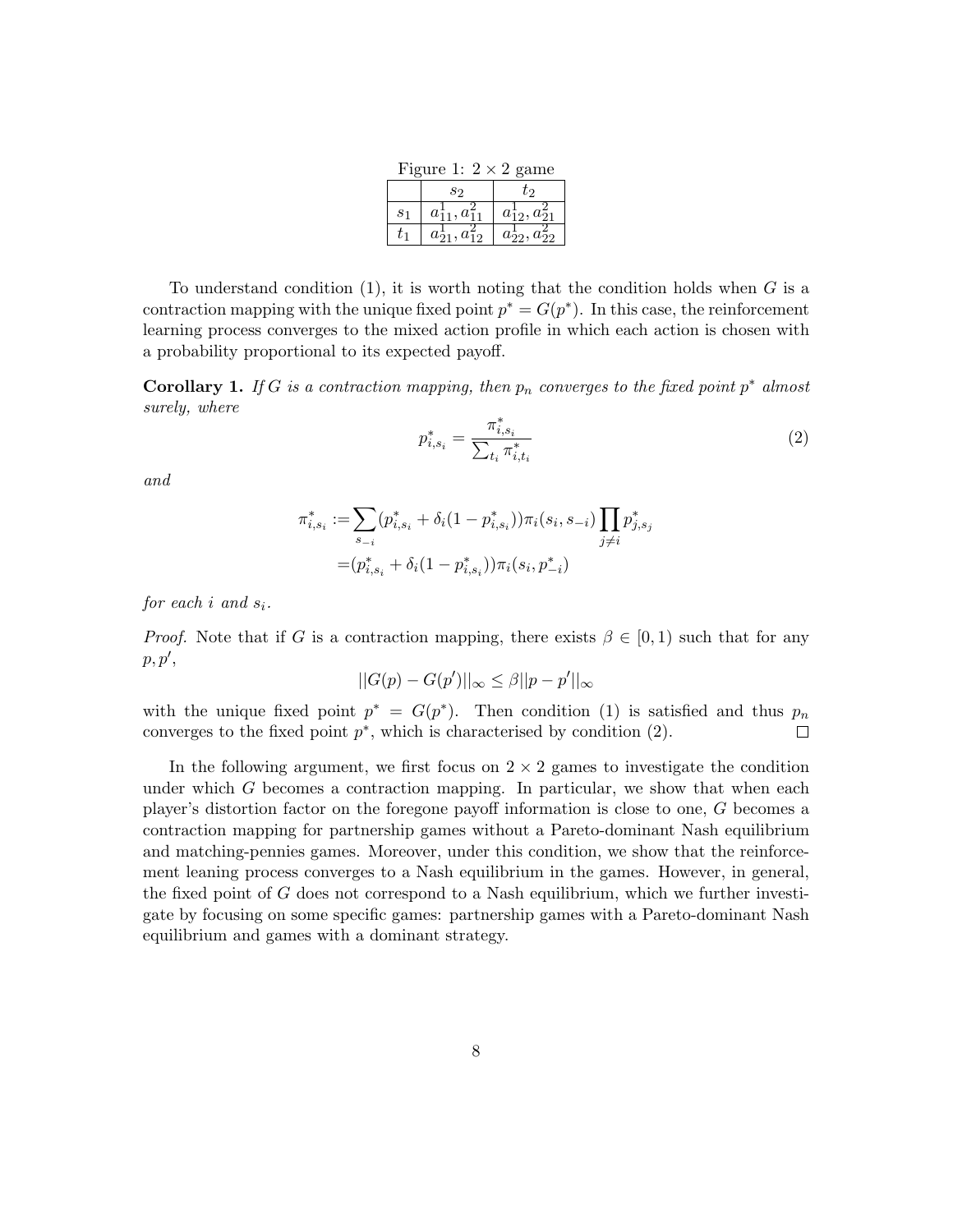Figure 1: $2 \times 2$ game

| | $s_2$ | $t_2$ |
|---|---|---|
| $s_1$ | $a^1_{11}, a^2_{11}$ | $a^1_{12}, a^2_{21}$ |
| $t_1$ | $a^1_{21}, a^2_{12}$ | $a^1_{22}, a^2_{22}$ |

To understand condition (1), it is worth noting that the condition holds when $G$ is a contraction mapping with the unique fixed point $p^* = G(p^*)$. In this case, the reinforcement learning process converges to the mixed action profile in which each action is chosen with a probability proportional to its expected payoff.

**Corollary 1.** *If $G$ is a contraction mapping, then $p_n$ converges to the fixed point $p^*$ almost surely, where*

$$p^*_{i,s_i} = \frac{\pi^*_{i,s_i}}{\sum_{t_i} \pi^*_{i,t_i}} \tag{2}$$

*and*

$$\begin{aligned}\pi^*_{i,s_i} :=& \sum_{s_{-i}} (p^*_{i,s_i} + \delta_i(1 - p^*_{i,s_i}))\pi_i(s_i, s_{-i}) \prod_{j \neq i} p^*_{j,s_j} \\ =& (p^*_{i,s_i} + \delta_i(1 - p^*_{i,s_i}))\pi_i(s_i, p^*_{-i})\end{aligned}$$

*for each $i$ and $s_i$.*

*Proof.* Note that if $G$ is a contraction mapping, there exists $\beta \in [0, 1)$ such that for any $p, p'$,

$$||G(p) - G(p')||_\infty \leq \beta ||p - p'||_\infty$$

with the unique fixed point $p^* = G(p^*)$. Then condition (1) is satisfied and thus $p_n$ converges to the fixed point $p^*$, which is characterised by condition (2). $\square$

In the following argument, we first focus on $2 \times 2$ games to investigate the condition under which $G$ becomes a contraction mapping. In particular, we show that when each player's distortion factor on the foregone payoff information is close to one, $G$ becomes a contraction mapping for partnership games without a Pareto-dominant Nash equilibrium and matching-pennies games. Moreover, under this condition, we show that the reinforcement leaning process converges to a Nash equilibrium in the games. However, in general, the fixed point of $G$ does not correspond to a Nash equilibrium, which we further investigate by focusing on some specific games: partnership games with a Pareto-dominant Nash equilibrium and games with a dominant strategy.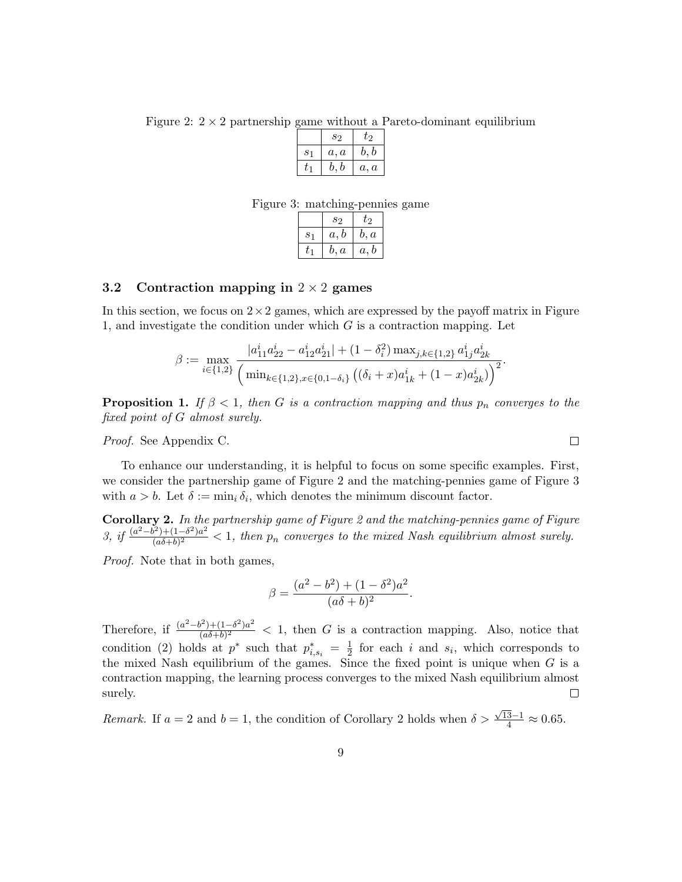Figure 2: $2 \times 2$ partnership game without a Pareto-dominant equilibrium

|  | $s_2$ | $t_2$ |
|---|---|---|
| $s_1$ | $a, a$ | $b, b$ |
| $t_1$ | $b, b$ | $a, a$ |

Figure 3: matching-pennies game

|  | $s_2$ | $t_2$ |
|---|---|---|
| $s_1$ | $a, b$ | $b, a$ |
| $t_1$ | $b, a$ | $a, b$ |

### 3.2 Contraction mapping in $2 \times 2$ games

In this section, we focus on $2 \times 2$ games, which are expressed by the payoff matrix in Figure 1, and investigate the condition under which $G$ is a contraction mapping. Let

$$\beta := \max_{i \in \{1,2\}} \frac{|a^i_{11} a^i_{22} - a^i_{12} a^i_{21}| + (1 - \delta_i^2) \max_{j,k \in \{1,2\}} a^i_{1j} a^i_{2k}}{\left( \min_{k \in \{1,2\}, x \in \{0, 1-\delta_i\}} \left( (\delta_i + x) a^i_{1k} + (1 - x) a^i_{2k} \right) \right)^2}.$$

**Proposition 1.** *If $\beta < 1$, then $G$ is a contraction mapping and thus $p_n$ converges to the fixed point of $G$ almost surely.*

*Proof.* See Appendix C. $\square$

To enhance our understanding, it is helpful to focus on some specific examples. First, we consider the partnership game of Figure 2 and the matching-pennies game of Figure 3 with $a > b$. Let $\delta := \min_i \delta_i$, which denotes the minimum discount factor.

**Corollary 2.** *In the partnership game of Figure 2 and the matching-pennies game of Figure 3, if $\frac{(a^2 - b^2) + (1 - \delta^2) a^2}{(a\delta + b)^2} < 1$, then $p_n$ converges to the mixed Nash equilibrium almost surely.*

*Proof.* Note that in both games,

$$\beta = \frac{(a^2 - b^2) + (1 - \delta^2) a^2}{(a\delta + b)^2}.$$

Therefore, if $\frac{(a^2 - b^2) + (1 - \delta^2) a^2}{(a\delta + b)^2} < 1$, then $G$ is a contraction mapping. Also, notice that condition (2) holds at $p^*$ such that $p^*_{i,s_i} = \frac{1}{2}$ for each $i$ and $s_i$, which corresponds to the mixed Nash equilibrium of the games. Since the fixed point is unique when $G$ is a contraction mapping, the learning process converges to the mixed Nash equilibrium almost surely. $\square$

*Remark.* If $a = 2$ and $b = 1$, the condition of Corollary 2 holds when $\delta > \frac{\sqrt{13} - 1}{4} \approx 0.65$.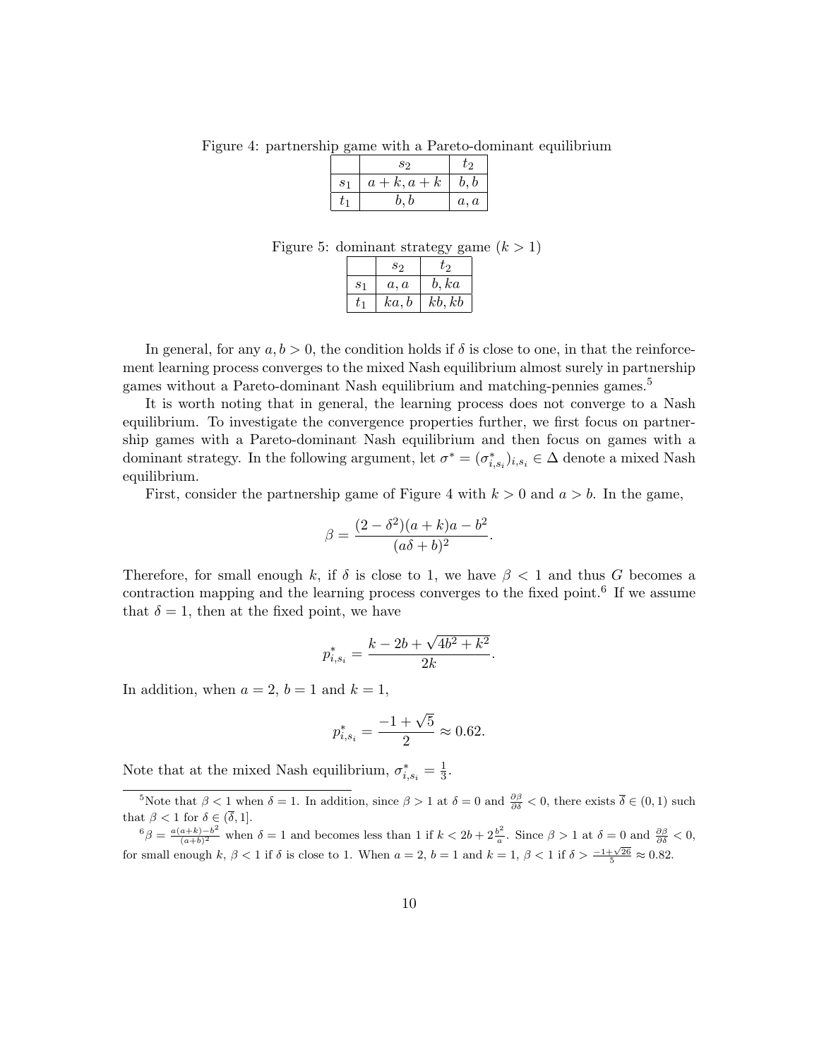Figure 4: partnership game with a Pareto-dominant equilibrium

| | $s_2$ | $t_2$ |
|---|---|---|
| $s_1$ | $a+k, a+k$ | $b, b$ |
| $t_1$ | $b, b$ | $a, a$ |

Figure 5: dominant strategy game ($k > 1$)

| | $s_2$ | $t_2$ |
|---|---|---|
| $s_1$ | $a, a$ | $b, ka$ |
| $t_1$ | $ka, b$ | $kb, kb$ |

In general, for any $a, b > 0$, the condition holds if $\delta$ is close to one, in that the reinforcement learning process converges to the mixed Nash equilibrium almost surely in partnership games without a Pareto-dominant Nash equilibrium and matching-pennies games.[5]

It is worth noting that in general, the learning process does not converge to a Nash equilibrium. To investigate the convergence properties further, we first focus on partnership games with a Pareto-dominant Nash equilibrium and then focus on games with a dominant strategy. In the following argument, let $\sigma^* = (\sigma^*_{i,s_i})_{i,s_i} \in \Delta$ denote a mixed Nash equilibrium.

First, consider the partnership game of Figure 4 with $k > 0$ and $a > b$. In the game,

$$\beta = \frac{(2-\delta^2)(a+k)a - b^2}{(a\delta + b)^2}.$$

Therefore, for small enough $k$, if $\delta$ is close to 1, we have $\beta < 1$ and thus $G$ becomes a contraction mapping and the learning process converges to the fixed point.[6] If we assume that $\delta = 1$, then at the fixed point, we have

$$p^*_{i,s_i} = \frac{k - 2b + \sqrt{4b^2 + k^2}}{2k}.$$

In addition, when $a = 2$, $b = 1$ and $k = 1$,

$$p^*_{i,s_i} = \frac{-1 + \sqrt{5}}{2} \approx 0.62.$$

Note that at the mixed Nash equilibrium, $\sigma^*_{i,s_i} = \frac{1}{3}$.

---

[5] Note that $\beta < 1$ when $\delta = 1$. In addition, since $\beta > 1$ at $\delta = 0$ and $\frac{\partial \beta}{\partial \delta} < 0$, there exists $\overline{\delta} \in (0, 1)$ such that $\beta < 1$ for $\delta \in (\overline{\delta}, 1]$.

[6] $\beta = \frac{a(a+k)-b^2}{(a+b)^2}$ when $\delta = 1$ and becomes less than 1 if $k < 2b + 2\frac{b^2}{a}$. Since $\beta > 1$ at $\delta = 0$ and $\frac{\partial \beta}{\partial \delta} < 0$, for small enough $k$, $\beta < 1$ if $\delta$ is close to 1. When $a = 2$, $b = 1$ and $k = 1$, $\beta < 1$ if $\delta > \frac{-1+\sqrt{26}}{5} \approx 0.82$.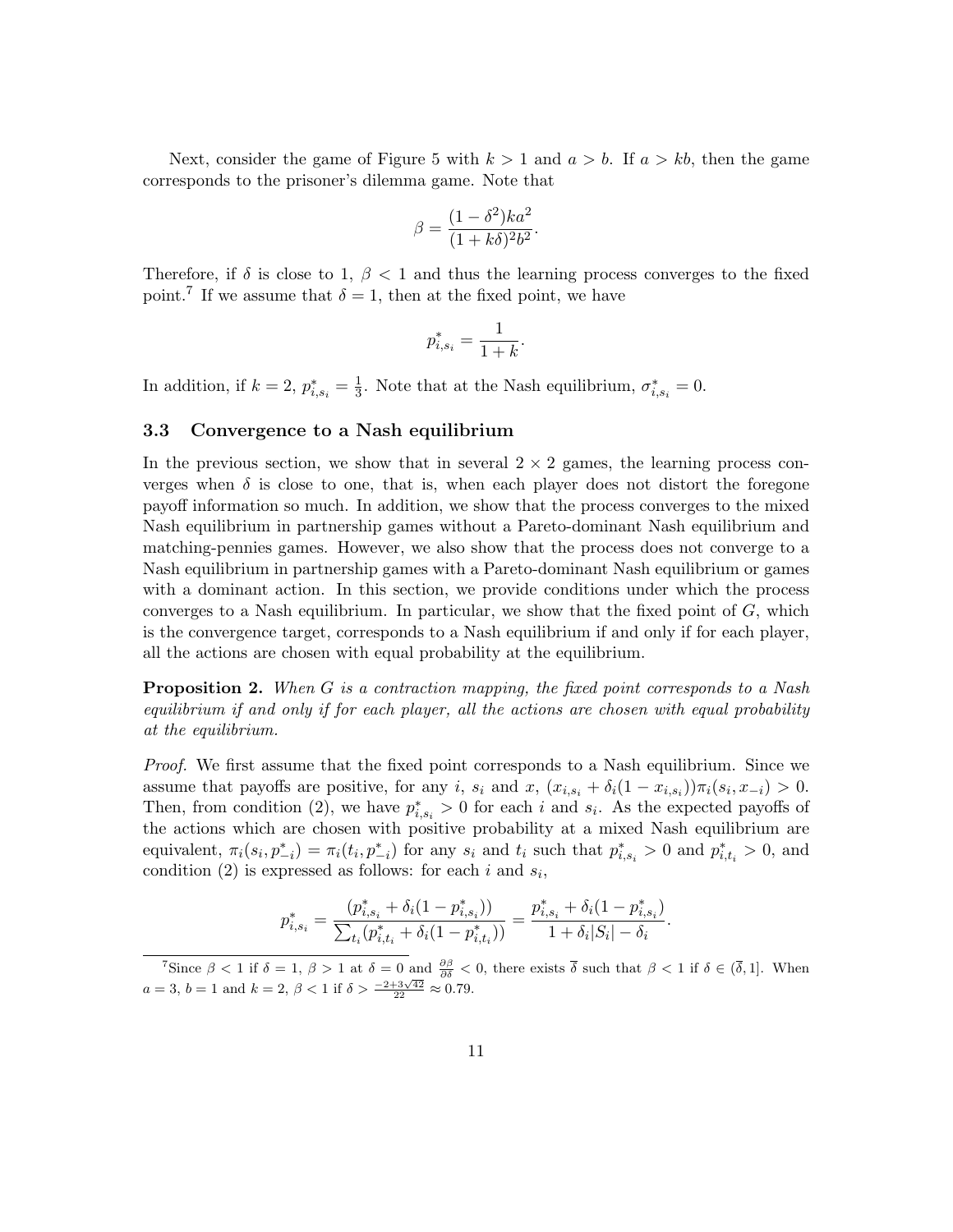Next, consider the game of Figure 5 with $k > 1$ and $a > b$. If $a > kb$, then the game corresponds to the prisoner's dilemma game. Note that

$$\beta = \frac{(1-\delta^2)ka^2}{(1+k\delta)^2 b^2}.$$

Therefore, if $\delta$ is close to 1, $\beta < 1$ and thus the learning process converges to the fixed point.[7] If we assume that $\delta = 1$, then at the fixed point, we have

$$p^*_{i,s_i} = \frac{1}{1+k}.$$

In addition, if $k = 2$, $p^*_{i,s_i} = \frac{1}{3}$. Note that at the Nash equilibrium, $\sigma^*_{i,s_i} = 0$.

### 3.3 Convergence to a Nash equilibrium

In the previous section, we show that in several $2 \times 2$ games, the learning process converges when $\delta$ is close to one, that is, when each player does not distort the foregone payoff information so much. In addition, we show that the process converges to the mixed Nash equilibrium in partnership games without a Pareto-dominant Nash equilibrium and matching-pennies games. However, we also show that the process does not converge to a Nash equilibrium in partnership games with a Pareto-dominant Nash equilibrium or games with a dominant action. In this section, we provide conditions under which the process converges to a Nash equilibrium. In particular, we show that the fixed point of $G$, which is the convergence target, corresponds to a Nash equilibrium if and only if for each player, all the actions are chosen with equal probability at the equilibrium.

**Proposition 2.** *When $G$ is a contraction mapping, the fixed point corresponds to a Nash equilibrium if and only if for each player, all the actions are chosen with equal probability at the equilibrium.*

*Proof.* We first assume that the fixed point corresponds to a Nash equilibrium. Since we assume that payoffs are positive, for any $i$, $s_i$ and $x$, $(x_{i,s_i} + \delta_i(1 - x_{i,s_i}))\pi_i(s_i, x_{-i}) > 0$. Then, from condition (2), we have $p^*_{i,s_i} > 0$ for each $i$ and $s_i$. As the expected payoffs of the actions which are chosen with positive probability at a mixed Nash equilibrium are equivalent, $\pi_i(s_i, p^*_{-i}) = \pi_i(t_i, p^*_{-i})$ for any $s_i$ and $t_i$ such that $p^*_{i,s_i} > 0$ and $p^*_{i,t_i} > 0$, and condition (2) is expressed as follows: for each $i$ and $s_i$,

$$p^*_{i,s_i} = \frac{(p^*_{i,s_i} + \delta_i(1 - p^*_{i,s_i}))}{\sum_{t_i}(p^*_{i,t_i} + \delta_i(1 - p^*_{i,t_i}))} = \frac{p^*_{i,s_i} + \delta_i(1 - p^*_{i,s_i})}{1 + \delta_i|S_i| - \delta_i}.$$

[7] Since $\beta < 1$ if $\delta = 1$, $\beta > 1$ at $\delta = 0$ and $\frac{\partial \beta}{\partial \delta} < 0$, there exists $\overline{\delta}$ such that $\beta < 1$ if $\delta \in (\overline{\delta}, 1]$. When $a = 3$, $b = 1$ and $k = 2$, $\beta < 1$ if $\delta > \frac{-2+3\sqrt{42}}{22} \approx 0.79$.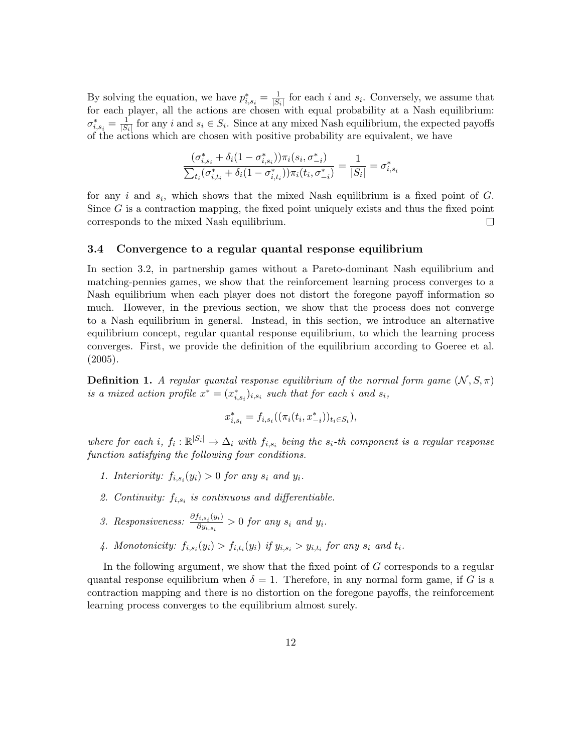By solving the equation, we have $p^*_{i,s_i} = \frac{1}{|S_i|}$ for each $i$ and $s_i$. Conversely, we assume that for each player, all the actions are chosen with equal probability at a Nash equilibrium: $\sigma^*_{i,s_i} = \frac{1}{|S_i|}$ for any $i$ and $s_i \in S_i$. Since at any mixed Nash equilibrium, the expected payoffs of the actions which are chosen with positive probability are equivalent, we have

$$\frac{(\sigma^*_{i,s_i} + \delta_i(1 - \sigma^*_{i,s_i}))\pi_i(s_i, \sigma^*_{-i})}{\sum_{t_i}(\sigma^*_{i,t_i} + \delta_i(1 - \sigma^*_{i,t_i}))\pi_i(t_i, \sigma^*_{-i})} = \frac{1}{|S_i|} = \sigma^*_{i,s_i}$$

for any $i$ and $s_i$, which shows that the mixed Nash equilibrium is a fixed point of $G$. Since $G$ is a contraction mapping, the fixed point uniquely exists and thus the fixed point corresponds to the mixed Nash equilibrium. $\square$

### 3.4 Convergence to a regular quantal response equilibrium

In section 3.2, in partnership games without a Pareto-dominant Nash equilibrium and matching-pennies games, we show that the reinforcement learning process converges to a Nash equilibrium when each player does not distort the foregone payoff information so much. However, in the previous section, we show that the process does not converge to a Nash equilibrium in general. Instead, in this section, we introduce an alternative equilibrium concept, regular quantal response equilibrium, to which the learning process converges. First, we provide the definition of the equilibrium according to Goeree et al. (2005).

**Definition 1.** *A regular quantal response equilibrium of the normal form game $(\mathcal{N}, S, \pi)$ is a mixed action profile $x^* = (x^*_{i,s_i})_{i,s_i}$ such that for each $i$ and $s_i$,*

$$x^*_{i,s_i} = f_{i,s_i}((\pi_i(t_i, x^*_{-i}))_{t_i \in S_i}),$$

*where for each $i$, $f_i : \mathbb{R}^{|S_i|} \to \Delta_i$ with $f_{i,s_i}$ being the $s_i$-th component is a regular response function satisfying the following four conditions.*

1. *Interiority: $f_{i,s_i}(y_i) > 0$ for any $s_i$ and $y_i$.*
2. *Continuity: $f_{i,s_i}$ is continuous and differentiable.*
3. *Responsiveness: $\frac{\partial f_{i,s_i}(y_i)}{\partial y_{i,s_i}} > 0$ for any $s_i$ and $y_i$.*
4. *Monotonicity: $f_{i,s_i}(y_i) > f_{i,t_i}(y_i)$ if $y_{i,s_i} > y_{i,t_i}$ for any $s_i$ and $t_i$.*

In the following argument, we show that the fixed point of $G$ corresponds to a regular quantal response equilibrium when $\delta = 1$. Therefore, in any normal form game, if $G$ is a contraction mapping and there is no distortion on the foregone payoffs, the reinforcement learning process converges to the equilibrium almost surely.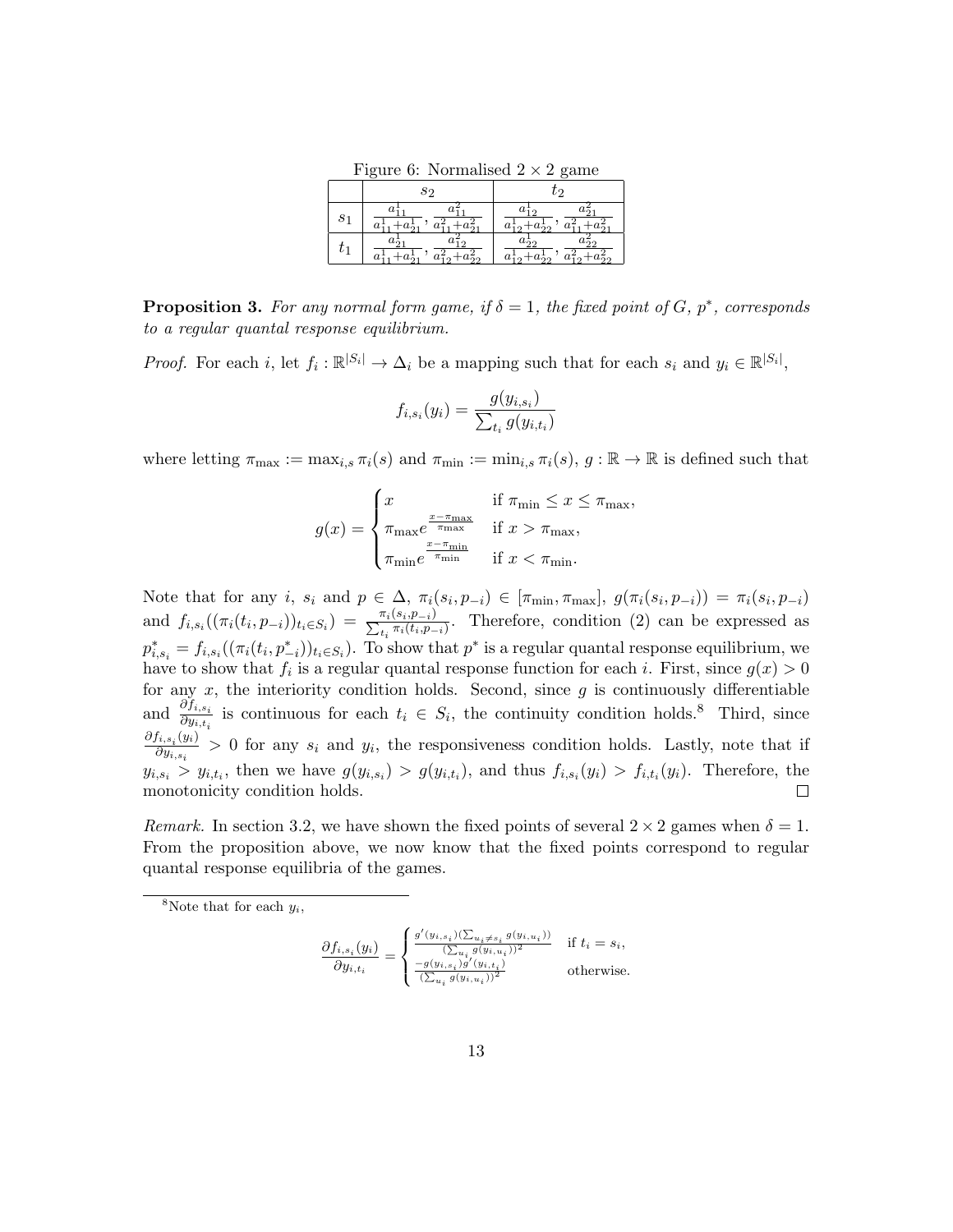Figure 6: Normalised $2 \times 2$ game

| | $s_2$ | $t_2$ |
|---|---|---|
| $s_1$ | $\frac{a^1_{11}}{a^1_{11}+a^1_{21}}, \frac{a^2_{11}}{a^2_{11}+a^2_{21}}$ | $\frac{a^1_{12}}{a^1_{12}+a^1_{22}}, \frac{a^2_{21}}{a^2_{11}+a^2_{21}}$ |
| $t_1$ | $\frac{a^1_{21}}{a^1_{11}+a^1_{21}}, \frac{a^2_{12}}{a^2_{12}+a^2_{22}}$ | $\frac{a^1_{22}}{a^1_{12}+a^1_{22}}, \frac{a^2_{22}}{a^2_{12}+a^2_{22}}$ |

**Proposition 3.** *For any normal form game, if $\delta = 1$, the fixed point of $G$, $p^*$, corresponds to a regular quantal response equilibrium.*

*Proof.* For each $i$, let $f_i : \mathbb{R}^{|S_i|} \to \Delta_i$ be a mapping such that for each $s_i$ and $y_i \in \mathbb{R}^{|S_i|}$,

$$f_{i,s_i}(y_i) = \frac{g(y_{i,s_i})}{\sum_{t_i} g(y_{i,t_i})}$$

where letting $\pi_{\max} := \max_{i,s} \pi_i(s)$ and $\pi_{\min} := \min_{i,s} \pi_i(s)$, $g : \mathbb{R} \to \mathbb{R}$ is defined such that

$$g(x) = \begin{cases} x & \text{if } \pi_{\min} \leq x \leq \pi_{\max}, \\ \pi_{\max} e^{\frac{x-\pi_{\max}}{\pi_{\max}}} & \text{if } x > \pi_{\max}, \\ \pi_{\min} e^{\frac{x-\pi_{\min}}{\pi_{\min}}} & \text{if } x < \pi_{\min}. \end{cases}$$

Note that for any $i$, $s_i$ and $p \in \Delta$, $\pi_i(s_i, p_{-i}) \in [\pi_{\min}, \pi_{\max}]$, $g(\pi_i(s_i, p_{-i})) = \pi_i(s_i, p_{-i})$ and $f_{i,s_i}((\pi_i(t_i, p_{-i}))_{t_i \in S_i}) = \frac{\pi_i(s_i, p_{-i})}{\sum_{t_i} \pi_i(t_i, p_{-i})}$. Therefore, condition (2) can be expressed as $p^*_{i,s_i} = f_{i,s_i}((\pi_i(t_i, p^*_{-i}))_{t_i \in S_i})$. To show that $p^*$ is a regular quantal response equilibrium, we have to show that $f_i$ is a regular quantal response function for each $i$. First, since $g(x) > 0$ for any $x$, the interiority condition holds. Second, since $g$ is continuously differentiable and $\frac{\partial f_{i,s_i}}{\partial y_{i,t_i}}$ is continuous for each $t_i \in S_i$, the continuity condition holds.[8] Third, since $\frac{\partial f_{i,s_i}(y_i)}{\partial y_{i,s_i}} > 0$ for any $s_i$ and $y_i$, the responsiveness condition holds. Lastly, note that if $y_{i,s_i} > y_{i,t_i}$, then we have $g(y_{i,s_i}) > g(y_{i,t_i})$, and thus $f_{i,s_i}(y_i) > f_{i,t_i}(y_i)$. Therefore, the monotonicity condition holds. □

*Remark.* In section 3.2, we have shown the fixed points of several $2 \times 2$ games when $\delta = 1$. From the proposition above, we now know that the fixed points correspond to regular quantal response equilibria of the games.

[8] Note that for each $y_i$,

$$\frac{\partial f_{i,s_i}(y_i)}{\partial y_{i,t_i}} = \begin{cases} \frac{g'(y_{i,s_i})(\sum_{u_i \neq s_i} g(y_{i,u_i}))}{(\sum_{u_i} g(y_{i,u_i}))^2} & \text{if } t_i = s_i, \\ \frac{-g(y_{i,s_i})g'(y_{i,t_i})}{(\sum_{u_i} g(y_{i,u_i}))^2} & \text{otherwise.} \end{cases}$$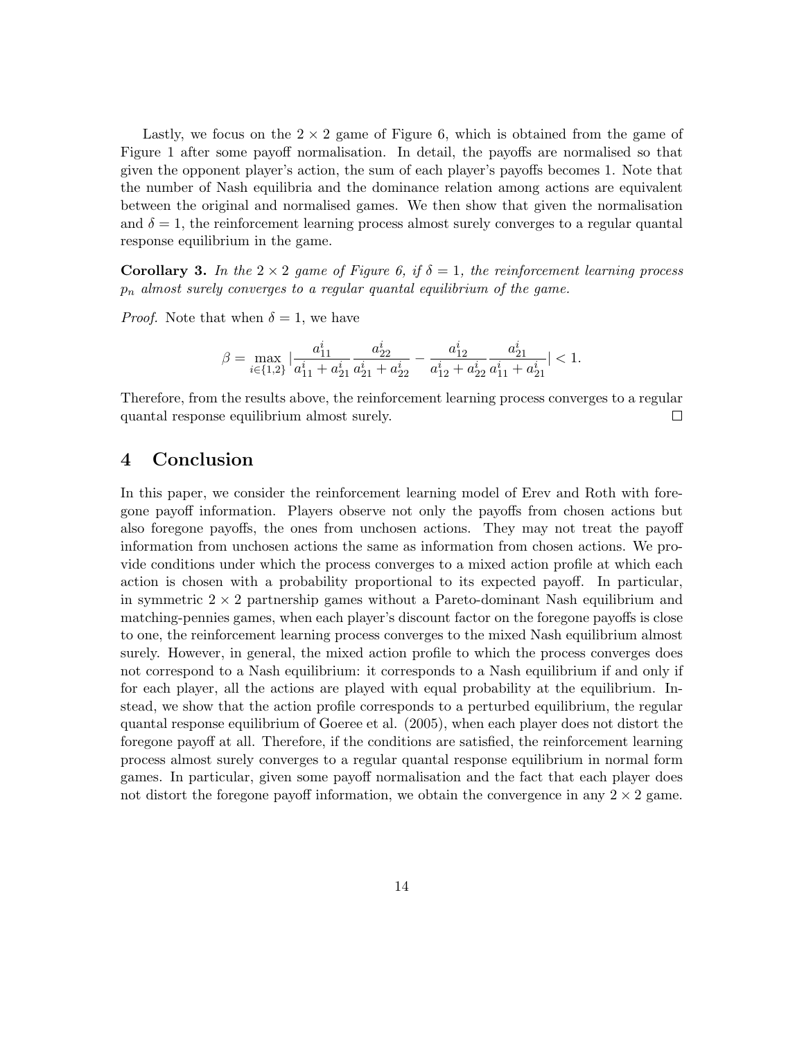Lastly, we focus on the $2 \times 2$ game of Figure 6, which is obtained from the game of Figure 1 after some payoff normalisation. In detail, the payoffs are normalised so that given the opponent player's action, the sum of each player's payoffs becomes 1. Note that the number of Nash equilibria and the dominance relation among actions are equivalent between the original and normalised games. We then show that given the normalisation and $\delta = 1$, the reinforcement learning process almost surely converges to a regular quantal response equilibrium in the game.

**Corollary 3.** *In the $2 \times 2$ game of Figure 6, if $\delta = 1$, the reinforcement learning process $p_n$ almost surely converges to a regular quantal equilibrium of the game.*

*Proof.* Note that when $\delta = 1$, we have

$$\beta = \max_{i \in \{1,2\}} \left| \frac{a^i_{11}}{a^i_{11} + a^i_{21}} \frac{a^i_{22}}{a^i_{21} + a^i_{22}} - \frac{a^i_{12}}{a^i_{12} + a^i_{22}} \frac{a^i_{21}}{a^i_{11} + a^i_{21}} \right| < 1.$$

Therefore, from the results above, the reinforcement learning process converges to a regular quantal response equilibrium almost surely. $\square$

## 4 Conclusion

In this paper, we consider the reinforcement learning model of Erev and Roth with foregone payoff information. Players observe not only the payoffs from chosen actions but also foregone payoffs, the ones from unchosen actions. They may not treat the payoff information from unchosen actions the same as information from chosen actions. We provide conditions under which the process converges to a mixed action profile at which each action is chosen with a probability proportional to its expected payoff. In particular, in symmetric $2 \times 2$ partnership games without a Pareto-dominant Nash equilibrium and matching-pennies games, when each player's discount factor on the foregone payoffs is close to one, the reinforcement learning process converges to the mixed Nash equilibrium almost surely. However, in general, the mixed action profile to which the process converges does not correspond to a Nash equilibrium: it corresponds to a Nash equilibrium if and only if for each player, all the actions are played with equal probability at the equilibrium. Instead, we show that the action profile corresponds to a perturbed equilibrium, the regular quantal response equilibrium of Goeree et al. (2005), when each player does not distort the foregone payoff at all. Therefore, if the conditions are satisfied, the reinforcement learning process almost surely converges to a regular quantal response equilibrium in normal form games. In particular, given some payoff normalisation and the fact that each player does not distort the foregone payoff information, we obtain the convergence in any $2 \times 2$ game.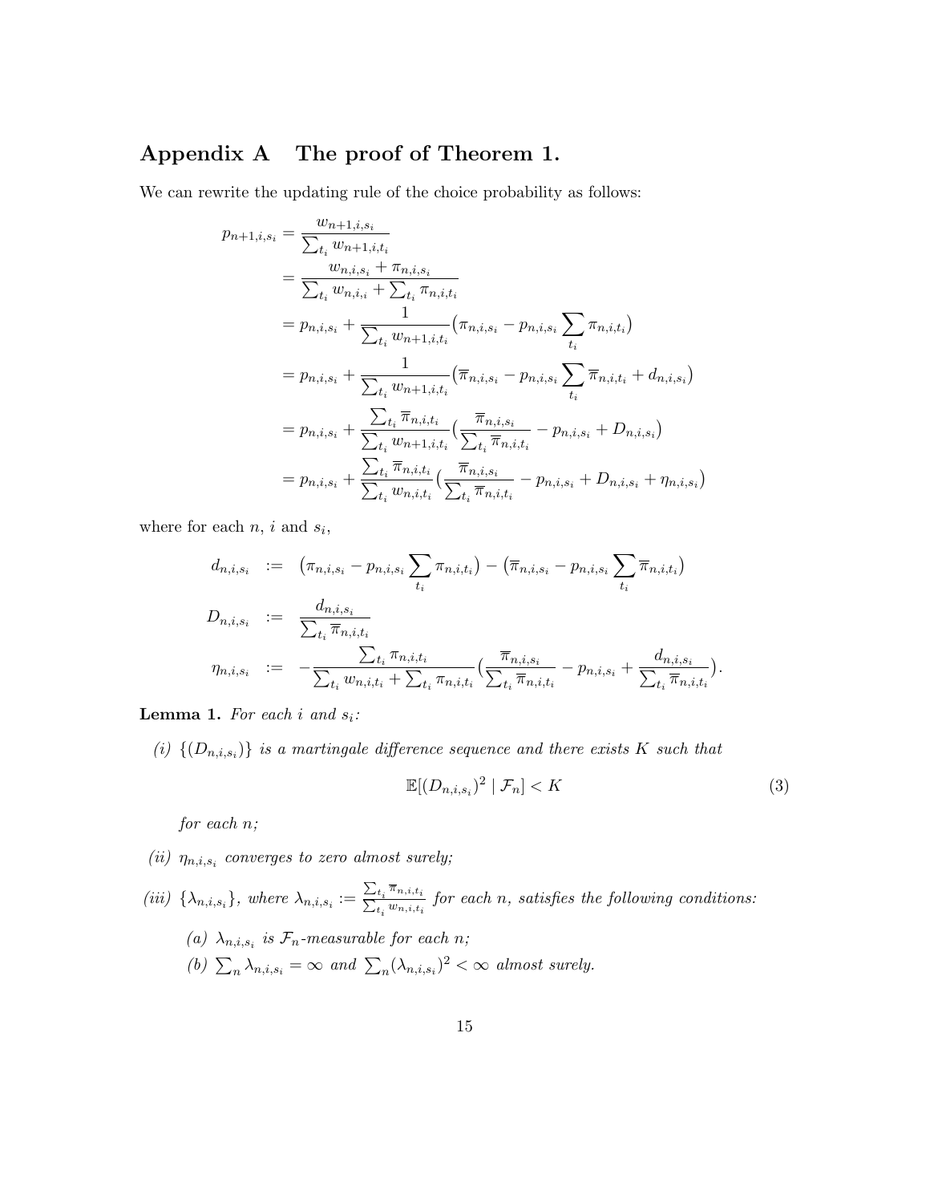# Appendix A The proof of Theorem 1.

We can rewrite the updating rule of the choice probability as follows:

$$
\begin{aligned}
p_{n+1,i,s_i} &= \frac{w_{n+1,i,s_i}}{\sum_{t_i} w_{n+1,i,t_i}} \\
&= \frac{w_{n,i,s_i} + \pi_{n,i,s_i}}{\sum_{t_i} w_{n,i,_i} + \sum_{t_i} \pi_{n,i,t_i}} \\
&= p_{n,i,s_i} + \frac{1}{\sum_{t_i} w_{n+1,i,t_i}} \big(\pi_{n,i,s_i} - p_{n,i,s_i} \sum_{t_i} \pi_{n,i,t_i}\big) \\
&= p_{n,i,s_i} + \frac{1}{\sum_{t_i} w_{n+1,i,t_i}} \big(\overline{\pi}_{n,i,s_i} - p_{n,i,s_i} \sum_{t_i} \overline{\pi}_{n,i,t_i} + d_{n,i,s_i}\big) \\
&= p_{n,i,s_i} + \frac{\sum_{t_i} \overline{\pi}_{n,i,t_i}}{\sum_{t_i} w_{n+1,i,t_i}} \big(\frac{\overline{\pi}_{n,i,s_i}}{\sum_{t_i} \overline{\pi}_{n,i,t_i}} - p_{n,i,s_i} + D_{n,i,s_i}\big) \\
&= p_{n,i,s_i} + \frac{\sum_{t_i} \overline{\pi}_{n,i,t_i}}{\sum_{t_i} w_{n,i,t_i}} \big(\frac{\overline{\pi}_{n,i,s_i}}{\sum_{t_i} \overline{\pi}_{n,i,t_i}} - p_{n,i,s_i} + D_{n,i,s_i} + \eta_{n,i,s_i}\big)
\end{aligned}
$$

where for each $n$, $i$ and $s_i$,

$$
\begin{aligned}
d_{n,i,s_i} &:= \big(\pi_{n,i,s_i} - p_{n,i,s_i} \sum_{t_i} \pi_{n,i,t_i}\big) - \big(\overline{\pi}_{n,i,s_i} - p_{n,i,s_i} \sum_{t_i} \overline{\pi}_{n,i,t_i}\big) \\
D_{n,i,s_i} &:= \frac{d_{n,i,s_i}}{\sum_{t_i} \overline{\pi}_{n,i,t_i}} \\
\eta_{n,i,s_i} &:= -\frac{\sum_{t_i} \pi_{n,i,t_i}}{\sum_{t_i} w_{n,i,t_i} + \sum_{t_i} \pi_{n,i,t_i}} \big(\frac{\overline{\pi}_{n,i,s_i}}{\sum_{t_i} \overline{\pi}_{n,i,t_i}} - p_{n,i,s_i} + \frac{d_{n,i,s_i}}{\sum_{t_i} \overline{\pi}_{n,i,t_i}}\big).
\end{aligned}
$$

**Lemma 1.** *For each $i$ and $s_i$:*

*(i) $\{(D_{n,i,s_i})\}$ is a martingale difference sequence and there exists $K$ such that*

$$
\mathbb{E}[(D_{n,i,s_i})^2 \mid \mathcal{F}_n] < K \tag{3}
$$

*for each $n$;*

*(ii) $\eta_{n,i,s_i}$ converges to zero almost surely;*

*(iii) $\{\lambda_{n,i,s_i}\}$, where $\lambda_{n,i,s_i} := \frac{\sum_{t_i} \overline{\pi}_{n,i,t_i}}{\sum_{t_i} w_{n,i,t_i}}$ for each $n$, satisfies the following conditions:*

*(a) $\lambda_{n,i,s_i}$ is $\mathcal{F}_n$-measurable for each $n$;*

*(b) $\sum_n \lambda_{n,i,s_i} = \infty$ and $\sum_n (\lambda_{n,i,s_i})^2 < \infty$ almost surely.*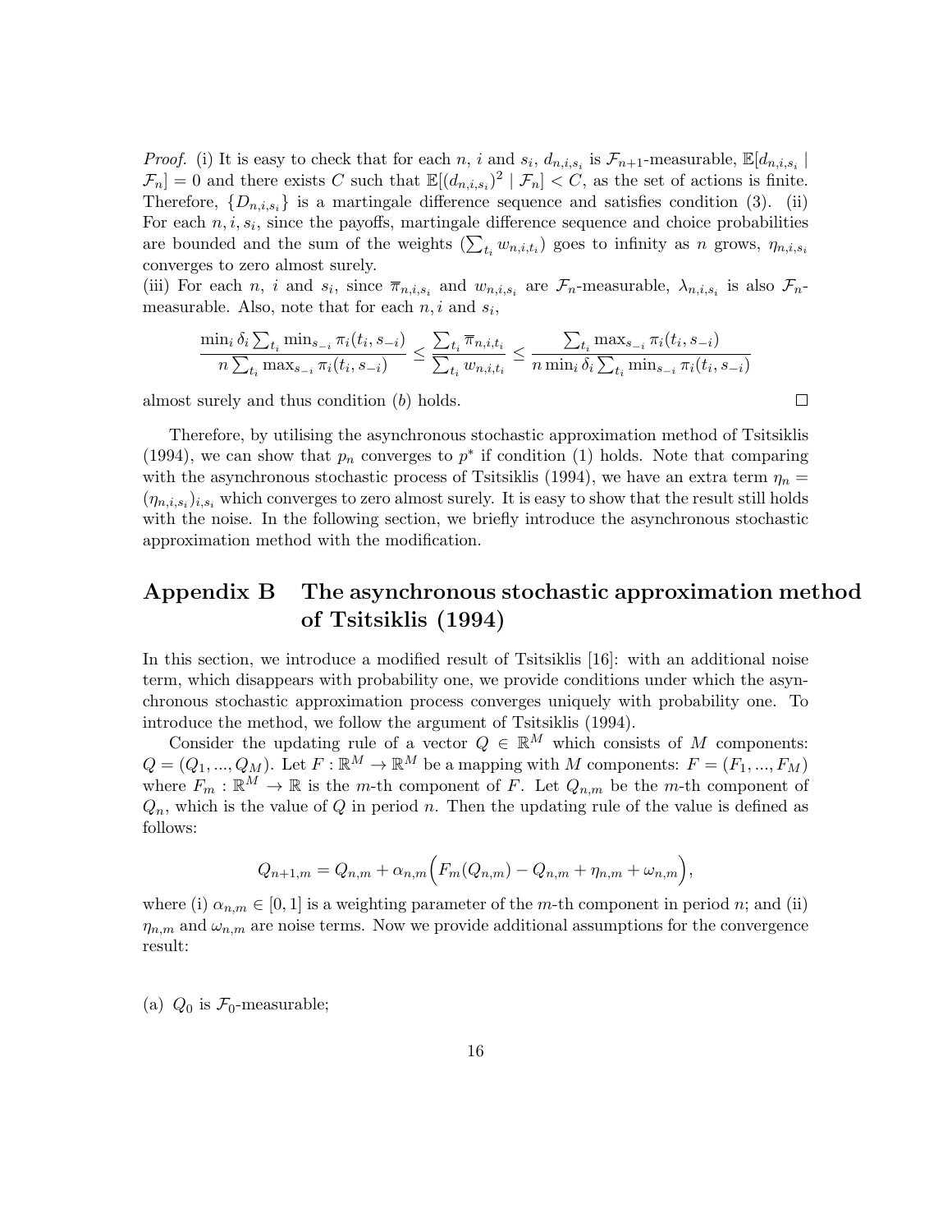*Proof.* (i) It is easy to check that for each $n$, $i$ and $s_i$, $d_{n,i,s_i}$ is $\mathcal{F}_{n+1}$-measurable, $\mathbb{E}[d_{n,i,s_i} \mid \mathcal{F}_n] = 0$ and there exists $C$ such that $\mathbb{E}[(d_{n,i,s_i})^2 \mid \mathcal{F}_n] < C$, as the set of actions is finite. Therefore, $\{D_{n,i,s_i}\}$ is a martingale difference sequence and satisfies condition (3). (ii) For each $n, i, s_i$, since the payoffs, martingale difference sequence and choice probabilities are bounded and the sum of the weights ($\sum_{t_i} w_{n,i,t_i}$) goes to infinity as $n$ grows, $\eta_{n,i,s_i}$ converges to zero almost surely.
(iii) For each $n$, $i$ and $s_i$, since $\overline{\pi}_{n,i,s_i}$ and $w_{n,i,s_i}$ are $\mathcal{F}_n$-measurable, $\lambda_{n,i,s_i}$ is also $\mathcal{F}_n$-measurable. Also, note that for each $n, i$ and $s_i$,

$$\frac{\min_i \delta_i \sum_{t_i} \min_{s_{-i}} \pi_i(t_i, s_{-i})}{n \sum_{t_i} \max_{s_{-i}} \pi_i(t_i, s_{-i})} \leq \frac{\sum_{t_i} \overline{\pi}_{n,i,t_i}}{\sum_{t_i} w_{n,i,t_i}} \leq \frac{\sum_{t_i} \max_{s_{-i}} \pi_i(t_i, s_{-i})}{n \min_i \delta_i \sum_{t_i} \min_{s_{-i}} \pi_i(t_i, s_{-i})}$$

almost surely and thus condition $(b)$ holds. ∎

Therefore, by utilising the asynchronous stochastic approximation method of Tsitsiklis (1994), we can show that $p_n$ converges to $p^*$ if condition (1) holds. Note that comparing with the asynchronous stochastic process of Tsitsiklis (1994), we have an extra term $\eta_n = (\eta_{n,i,s_i})_{i,s_i}$ which converges to zero almost surely. It is easy to show that the result still holds with the noise. In the following section, we briefly introduce the asynchronous stochastic approximation method with the modification.

# Appendix B The asynchronous stochastic approximation method of Tsitsiklis (1994)

In this section, we introduce a modified result of Tsitsiklis [16]: with an additional noise term, which disappears with probability one, we provide conditions under which the asynchronous stochastic approximation process converges uniquely with probability one. To introduce the method, we follow the argument of Tsitsiklis (1994).

Consider the updating rule of a vector $Q \in \mathbb{R}^M$ which consists of $M$ components: $Q = (Q_1, ..., Q_M)$. Let $F : \mathbb{R}^M \to \mathbb{R}^M$ be a mapping with $M$ components: $F = (F_1, ..., F_M)$ where $F_m : \mathbb{R}^M \to \mathbb{R}$ is the $m$-th component of $F$. Let $Q_{n,m}$ be the $m$-th component of $Q_n$, which is the value of $Q$ in period $n$. Then the updating rule of the value is defined as follows:

$$Q_{n+1,m} = Q_{n,m} + \alpha_{n,m}\Big(F_m(Q_{n,m}) - Q_{n,m} + \eta_{n,m} + \omega_{n,m}\Big),$$

where (i) $\alpha_{n,m} \in [0, 1]$ is a weighting parameter of the $m$-th component in period $n$; and (ii) $\eta_{n,m}$ and $\omega_{n,m}$ are noise terms. Now we provide additional assumptions for the convergence result:

(a) $Q_0$ is $\mathcal{F}_0$-measurable;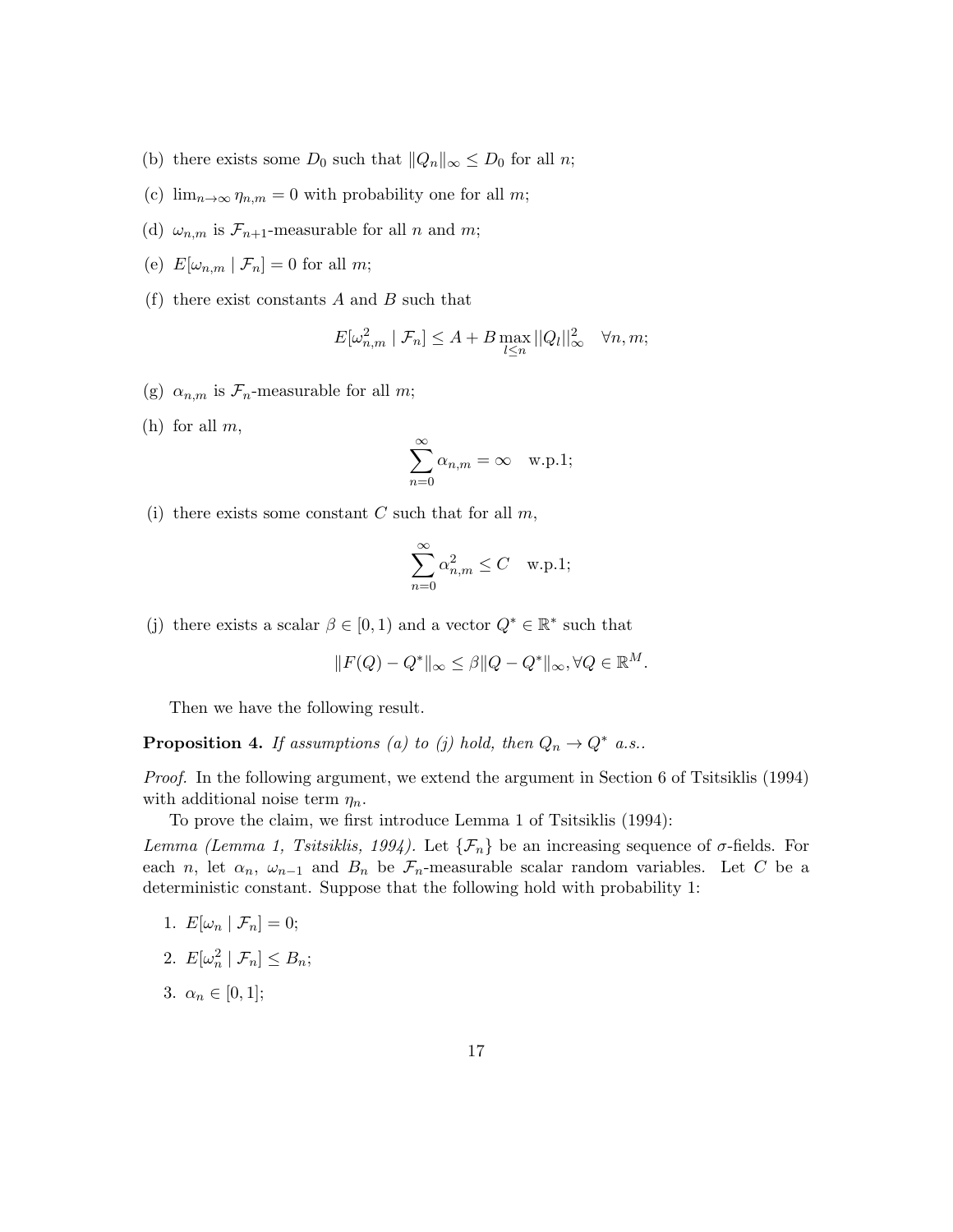(b) there exists some $D_0$ such that $\|Q_n\|_\infty \leq D_0$ for all $n$;

(c) $\lim_{n\to\infty} \eta_{n,m} = 0$ with probability one for all $m$;

(d) $\omega_{n,m}$ is $\mathcal{F}_{n+1}$-measurable for all $n$ and $m$;

(e) $E[\omega_{n,m} \mid \mathcal{F}_n] = 0$ for all $m$;

(f) there exist constants $A$ and $B$ such that

$$E[\omega_{n,m}^2 \mid \mathcal{F}_n] \leq A + B \max_{l\leq n} ||Q_l||_\infty^2 \quad \forall n, m;$$

(g) $\alpha_{n,m}$ is $\mathcal{F}_n$-measurable for all $m$;

(h) for all $m$,

$$\sum_{n=0}^{\infty} \alpha_{n,m} = \infty \quad \text{w.p.1;}$$

(i) there exists some constant $C$ such that for all $m$,

$$\sum_{n=0}^{\infty} \alpha_{n,m}^2 \leq C \quad \text{w.p.1;}$$

(j) there exists a scalar $\beta \in [0, 1)$ and a vector $Q^* \in \mathbb{R}^*$ such that

$$\|F(Q) - Q^*\|_\infty \leq \beta \|Q - Q^*\|_\infty, \forall Q \in \mathbb{R}^M.$$

Then we have the following result.

**Proposition 4.** *If assumptions (a) to (j) hold, then $Q_n \to Q^*$ a.s..*

*Proof.* In the following argument, we extend the argument in Section 6 of Tsitsiklis (1994) with additional noise term $\eta_n$.

To prove the claim, we first introduce Lemma 1 of Tsitsiklis (1994):

*Lemma (Lemma 1, Tsitsiklis, 1994).* Let $\{\mathcal{F}_n\}$ be an increasing sequence of $\sigma$-fields. For each $n$, let $\alpha_n$, $\omega_{n-1}$ and $B_n$ be $\mathcal{F}_n$-measurable scalar random variables. Let $C$ be a deterministic constant. Suppose that the following hold with probability 1:

1. $E[\omega_n \mid \mathcal{F}_n] = 0$;
2. $E[\omega_n^2 \mid \mathcal{F}_n] \leq B_n$;
3. $\alpha_n \in [0, 1]$;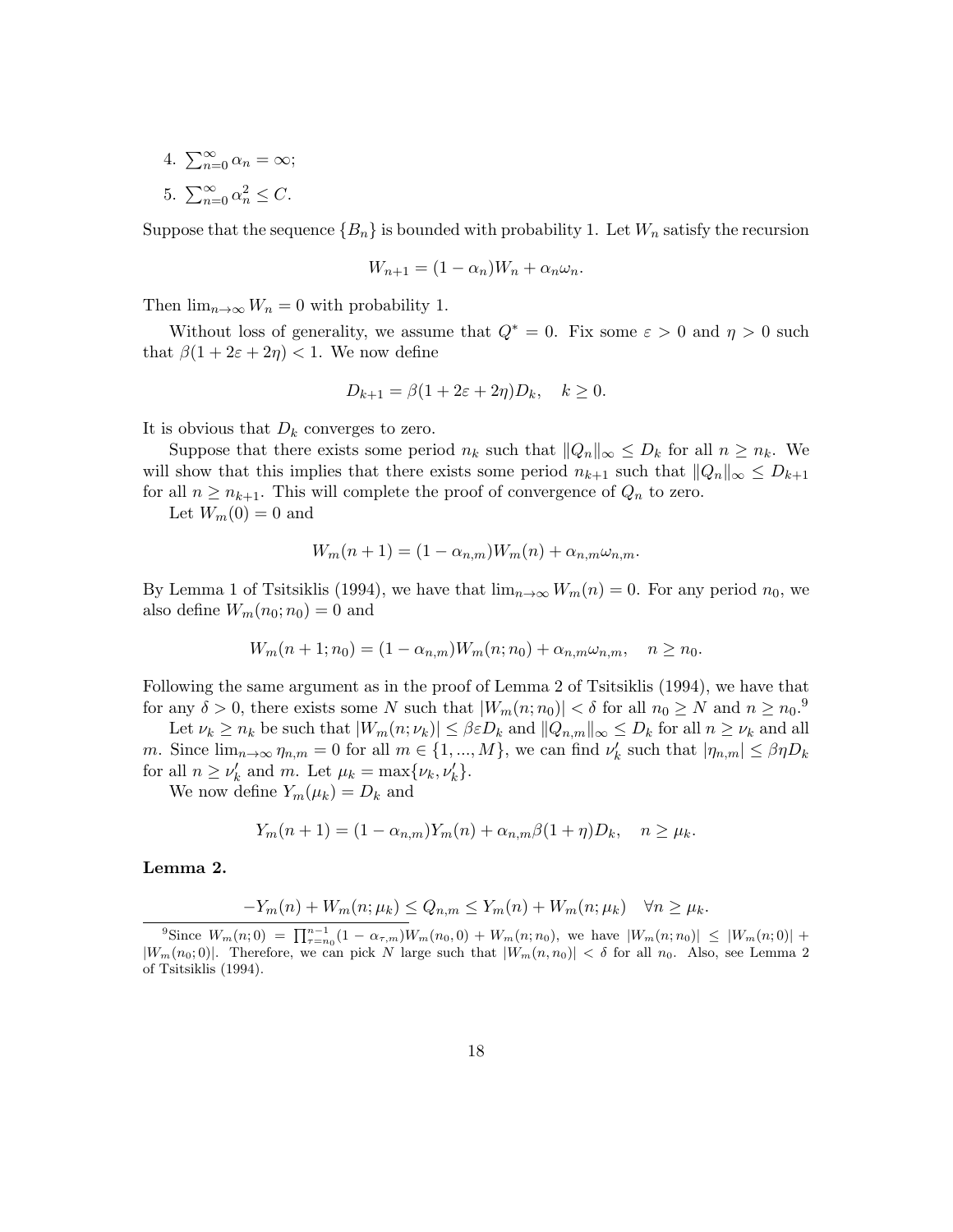4. $\sum_{n=0}^{\infty} \alpha_n = \infty$;
5. $\sum_{n=0}^{\infty} \alpha_n^2 \leq C$.

Suppose that the sequence $\{B_n\}$ is bounded with probability 1. Let $W_n$ satisfy the recursion

$$W_{n+1} = (1 - \alpha_n)W_n + \alpha_n \omega_n.$$

Then $\lim_{n\to\infty} W_n = 0$ with probability 1.

Without loss of generality, we assume that $Q^* = 0$. Fix some $\varepsilon > 0$ and $\eta > 0$ such that $\beta(1 + 2\varepsilon + 2\eta) < 1$. We now define

$$D_{k+1} = \beta(1 + 2\varepsilon + 2\eta)D_k, \quad k \geq 0.$$

It is obvious that $D_k$ converges to zero.

Suppose that there exists some period $n_k$ such that $\|Q_n\|_\infty \leq D_k$ for all $n \geq n_k$. We will show that this implies that there exists some period $n_{k+1}$ such that $\|Q_n\|_\infty \leq D_{k+1}$ for all $n \geq n_{k+1}$. This will complete the proof of convergence of $Q_n$ to zero.

Let $W_m(0) = 0$ and

$$W_m(n + 1) = (1 - \alpha_{n,m})W_m(n) + \alpha_{n,m}\omega_{n,m}.$$

By Lemma 1 of Tsitsiklis (1994), we have that $\lim_{n\to\infty} W_m(n) = 0$. For any period $n_0$, we also define $W_m(n_0; n_0) = 0$ and

$$W_m(n + 1; n_0) = (1 - \alpha_{n,m})W_m(n; n_0) + \alpha_{n,m}\omega_{n,m}, \quad n \geq n_0.$$

Following the same argument as in the proof of Lemma 2 of Tsitsiklis (1994), we have that for any $\delta > 0$, there exists some $N$ such that $|W_m(n; n_0)| < \delta$ for all $n_0 \geq N$ and $n \geq n_0$.[9]

Let $\nu_k \geq n_k$ be such that $|W_m(n; \nu_k)| \leq \beta\varepsilon D_k$ and $\|Q_{n,m}\|_\infty \leq D_k$ for all $n \geq \nu_k$ and all $m$. Since $\lim_{n\to\infty} \eta_{n,m} = 0$ for all $m \in \{1, ..., M\}$, we can find $\nu'_k$ such that $|\eta_{n,m}| \leq \beta\eta D_k$ for all $n \geq \nu'_k$ and $m$. Let $\mu_k = \max\{\nu_k, \nu'_k\}$.

We now define $Y_m(\mu_k) = D_k$ and

$$Y_m(n + 1) = (1 - \alpha_{n,m})Y_m(n) + \alpha_{n,m}\beta(1 + \eta)D_k, \quad n \geq \mu_k.$$

**Lemma 2.**

$$-Y_m(n) + W_m(n; \mu_k) \leq Q_{n,m} \leq Y_m(n) + W_m(n; \mu_k) \quad \forall n \geq \mu_k.$$

[9] Since $W_m(n; 0) = \prod_{\tau=n_0}^{n-1}(1 - \alpha_{\tau,m})W_m(n_0, 0) + W_m(n; n_0)$, we have $|W_m(n; n_0)| \leq |W_m(n; 0)| + |W_m(n_0; 0)|$. Therefore, we can pick $N$ large such that $|W_m(n, n_0)| < \delta$ for all $n_0$. Also, see Lemma 2 of Tsitsiklis (1994).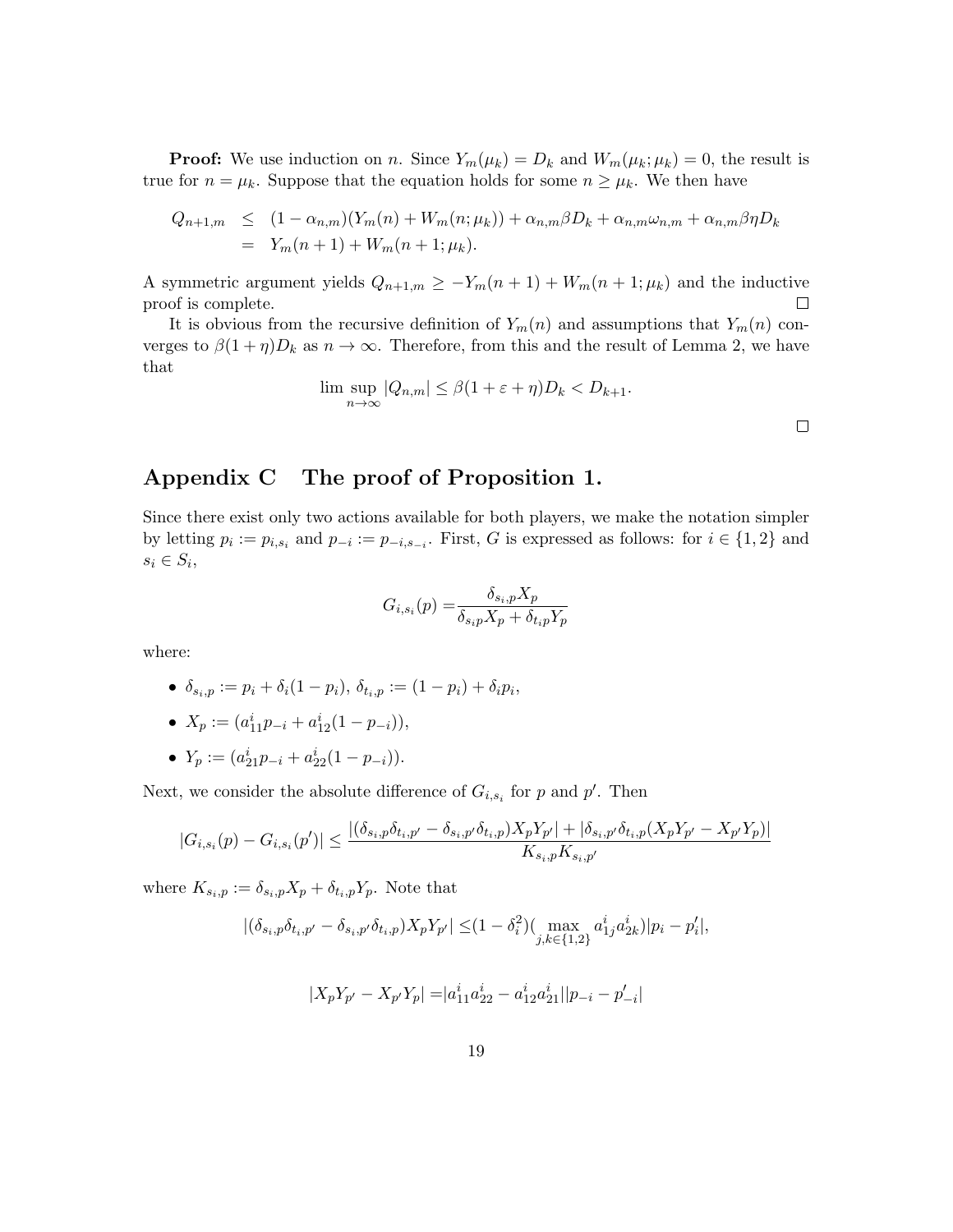**Proof:** We use induction on $n$. Since $Y_m(\mu_k) = D_k$ and $W_m(\mu_k; \mu_k) = 0$, the result is true for $n = \mu_k$. Suppose that the equation holds for some $n \geq \mu_k$. We then have

$$
\begin{aligned}
Q_{n+1,m} &\leq (1 - \alpha_{n,m})(Y_m(n) + W_m(n; \mu_k)) + \alpha_{n,m}\beta D_k + \alpha_{n,m}\omega_{n,m} + \alpha_{n,m}\beta\eta D_k \\
&= Y_m(n+1) + W_m(n+1; \mu_k).
\end{aligned}
$$

A symmetric argument yields $Q_{n+1,m} \geq -Y_m(n+1) + W_m(n+1; \mu_k)$ and the inductive proof is complete. □

It is obvious from the recursive definition of $Y_m(n)$ and assumptions that $Y_m(n)$ converges to $\beta(1+\eta)D_k$ as $n \to \infty$. Therefore, from this and the result of Lemma 2, we have that

$$
\limsup_{n\to\infty} |Q_{n,m}| \leq \beta(1 + \varepsilon + \eta)D_k < D_{k+1}.
$$

□

# Appendix C The proof of Proposition 1.

Since there exist only two actions available for both players, we make the notation simpler by letting $p_i := p_{i,s_i}$ and $p_{-i} := p_{-i,s_{-i}}$. First, $G$ is expressed as follows: for $i \in \{1, 2\}$ and $s_i \in S_i$,

$$
G_{i,s_i}(p) = \frac{\delta_{s_i,p} X_p}{\delta_{s_i p} X_p + \delta_{t_i p} Y_p}
$$

where:

- $\delta_{s_i,p} := p_i + \delta_i(1 - p_i)$, $\delta_{t_i,p} := (1 - p_i) + \delta_i p_i$,
- $X_p := (a^i_{11} p_{-i} + a^i_{12}(1 - p_{-i}))$,
- $Y_p := (a^i_{21} p_{-i} + a^i_{22}(1 - p_{-i}))$.

Next, we consider the absolute difference of $G_{i,s_i}$ for $p$ and $p'$. Then

$$
|G_{i,s_i}(p) - G_{i,s_i}(p')| \leq \frac{|(\delta_{s_i,p}\delta_{t_i,p'} - \delta_{s_i,p'}\delta_{t_i,p})X_p Y_{p'}| + |\delta_{s_i,p'}\delta_{t_i,p}(X_p Y_{p'} - X_{p'} Y_p)|}{K_{s_i,p} K_{s_i,p'}}
$$

where $K_{s_i,p} := \delta_{s_i,p} X_p + \delta_{t_i,p} Y_p$. Note that

$$
|(\delta_{s_i,p}\delta_{t_i,p'} - \delta_{s_i,p'}\delta_{t_i,p})X_p Y_{p'}| \leq (1 - \delta_i^2)(\max_{j,k\in\{1,2\}} a^i_{1j} a^i_{2k})|p_i - p'_i|,
$$

$$
|X_p Y_{p'} - X_{p'} Y_p| = |a^i_{11} a^i_{22} - a^i_{12} a^i_{21}||p_{-i} - p'_{-i}|
$$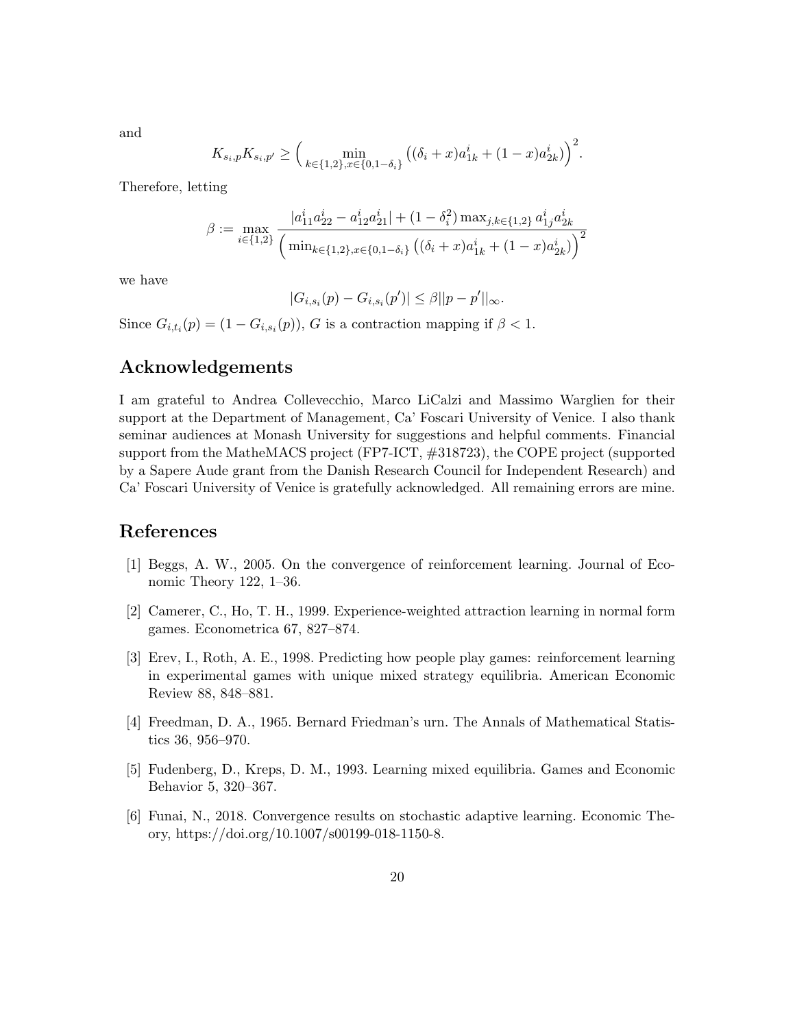and

$$K_{s_i,p}K_{s_i,p'} \geq \Big( \min_{k\in\{1,2\},x\in\{0,1-\delta_i\}} \big((\delta_i + x)a^i_{1k} + (1-x)a^i_{2k}\big)\Big)^2.$$

Therefore, letting

$$\beta := \max_{i\in\{1,2\}} \frac{|a^i_{11}a^i_{22} - a^i_{12}a^i_{21}| + (1-\delta_i^2)\max_{j,k\in\{1,2\}} a^i_{1j}a^i_{2k}}{\Big(\min_{k\in\{1,2\},x\in\{0,1-\delta_i\}} \big((\delta_i + x)a^i_{1k} + (1-x)a^i_{2k}\big)\Big)^2}$$

we have

$$|G_{i,s_i}(p) - G_{i,s_i}(p')| \leq \beta ||p - p'||_\infty.$$

Since $G_{i,t_i}(p) = (1 - G_{i,s_i}(p))$, $G$ is a contraction mapping if $\beta < 1$.

## Acknowledgements

I am grateful to Andrea Collevecchio, Marco LiCalzi and Massimo Warglien for their support at the Department of Management, Ca' Foscari University of Venice. I also thank seminar audiences at Monash University for suggestions and helpful comments. Financial support from the MatheMACS project (FP7-ICT, #318723), the COPE project (supported by a Sapere Aude grant from the Danish Research Council for Independent Research) and Ca' Foscari University of Venice is gratefully acknowledged. All remaining errors are mine.

## References

[1] Beggs, A. W., 2005. On the convergence of reinforcement learning. Journal of Economic Theory 122, 1–36.

[2] Camerer, C., Ho, T. H., 1999. Experience-weighted attraction learning in normal form games. Econometrica 67, 827–874.

[3] Erev, I., Roth, A. E., 1998. Predicting how people play games: reinforcement learning in experimental games with unique mixed strategy equilibria. American Economic Review 88, 848–881.

[4] Freedman, D. A., 1965. Bernard Friedman's urn. The Annals of Mathematical Statistics 36, 956–970.

[5] Fudenberg, D., Kreps, D. M., 1993. Learning mixed equilibria. Games and Economic Behavior 5, 320–367.

[6] Funai, N., 2018. Convergence results on stochastic adaptive learning. Economic Theory, https://doi.org/10.1007/s00199-018-1150-8.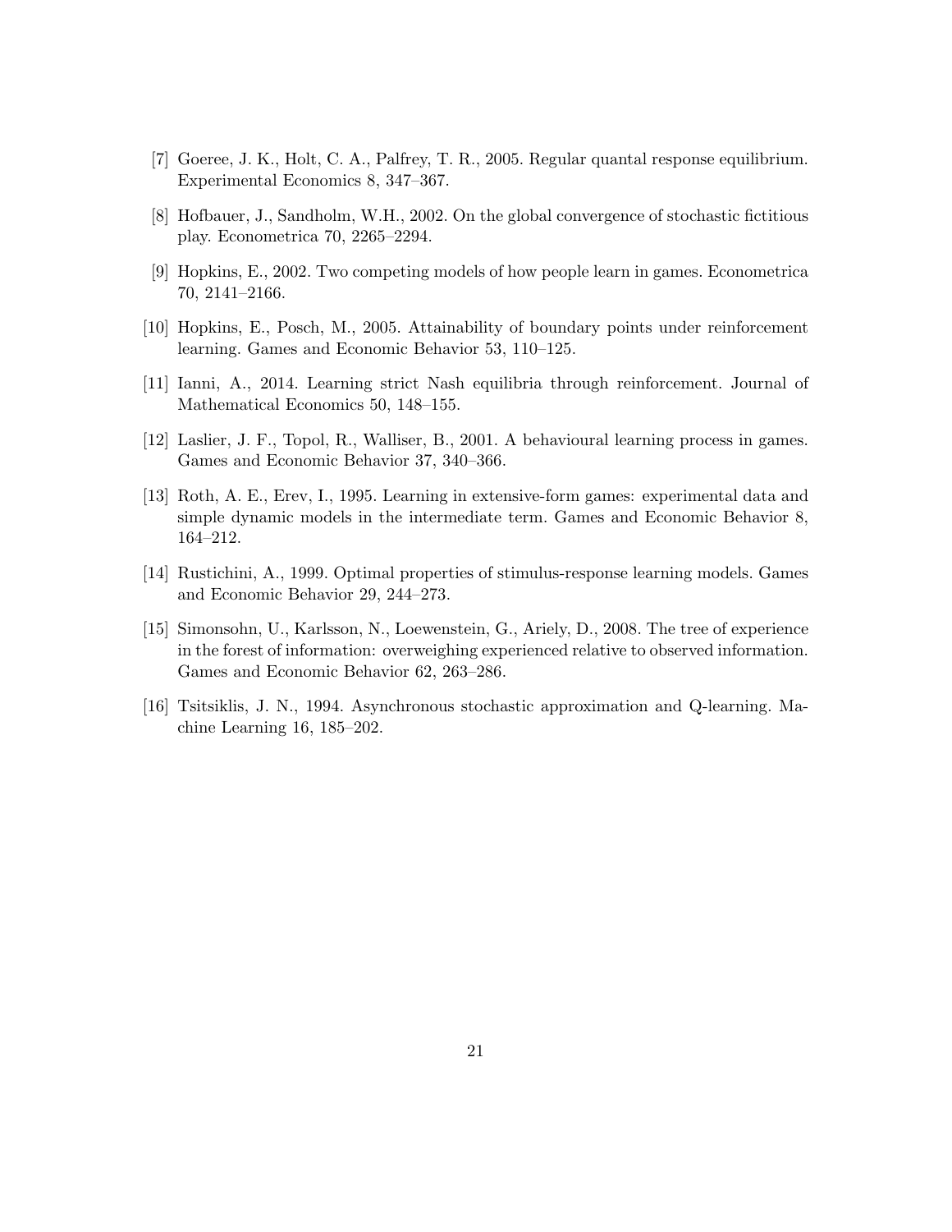[7] Goeree, J. K., Holt, C. A., Palfrey, T. R., 2005. Regular quantal response equilibrium. Experimental Economics 8, 347–367.

[8] Hofbauer, J., Sandholm, W.H., 2002. On the global convergence of stochastic fictitious play. Econometrica 70, 2265–2294.

[9] Hopkins, E., 2002. Two competing models of how people learn in games. Econometrica 70, 2141–2166.

[10] Hopkins, E., Posch, M., 2005. Attainability of boundary points under reinforcement learning. Games and Economic Behavior 53, 110–125.

[11] Ianni, A., 2014. Learning strict Nash equilibria through reinforcement. Journal of Mathematical Economics 50, 148–155.

[12] Laslier, J. F., Topol, R., Walliser, B., 2001. A behavioural learning process in games. Games and Economic Behavior 37, 340–366.

[13] Roth, A. E., Erev, I., 1995. Learning in extensive-form games: experimental data and simple dynamic models in the intermediate term. Games and Economic Behavior 8, 164–212.

[14] Rustichini, A., 1999. Optimal properties of stimulus-response learning models. Games and Economic Behavior 29, 244–273.

[15] Simonsohn, U., Karlsson, N., Loewenstein, G., Ariely, D., 2008. The tree of experience in the forest of information: overweighing experienced relative to observed information. Games and Economic Behavior 62, 263–286.

[16] Tsitsiklis, J. N., 1994. Asynchronous stochastic approximation and Q-learning. Machine Learning 16, 185–202.